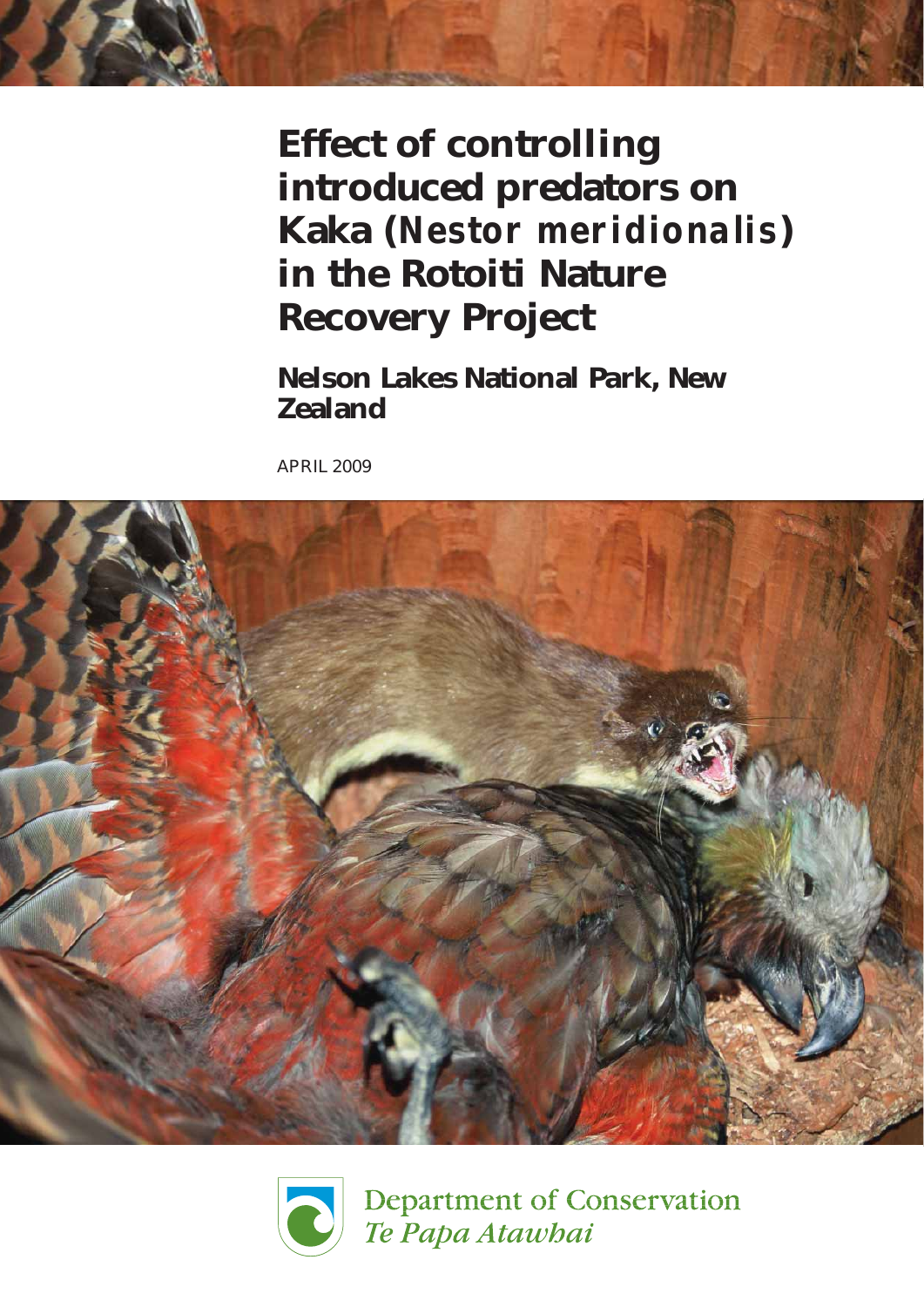# Effect of controlling introduced predators on Kaka (*Nestor meridionalis*) in the Rotoiti Nature Recovery Project

## Nelson Lakes National Park, New Zealand

APRIL 2009

Department of Conservation
*Te Papa Atawhai*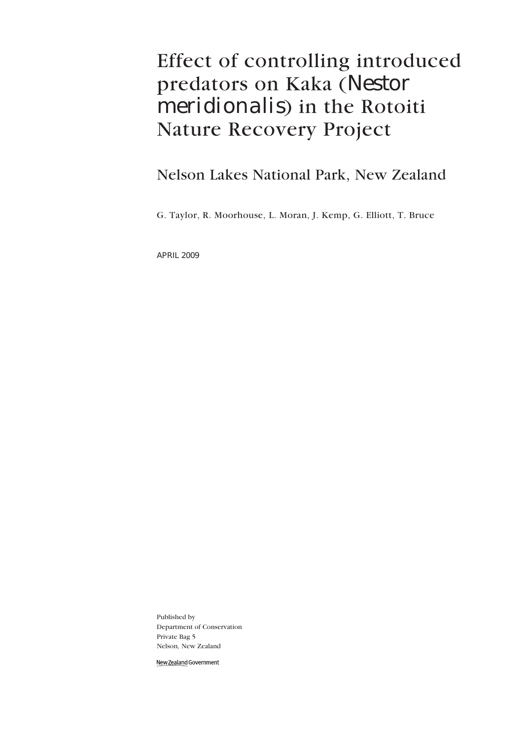# Effect of controlling introduced predators on Kaka (*Nestor meridionalis*) in the Rotoiti Nature Recovery Project

## Nelson Lakes National Park, New Zealand

G. Taylor, R. Moorhouse, L. Moran, J. Kemp, G. Elliott, T. Bruce

APRIL 2009

Published by
Department of Conservation
Private Bag 5
Nelson, New Zealand

New Zealand Government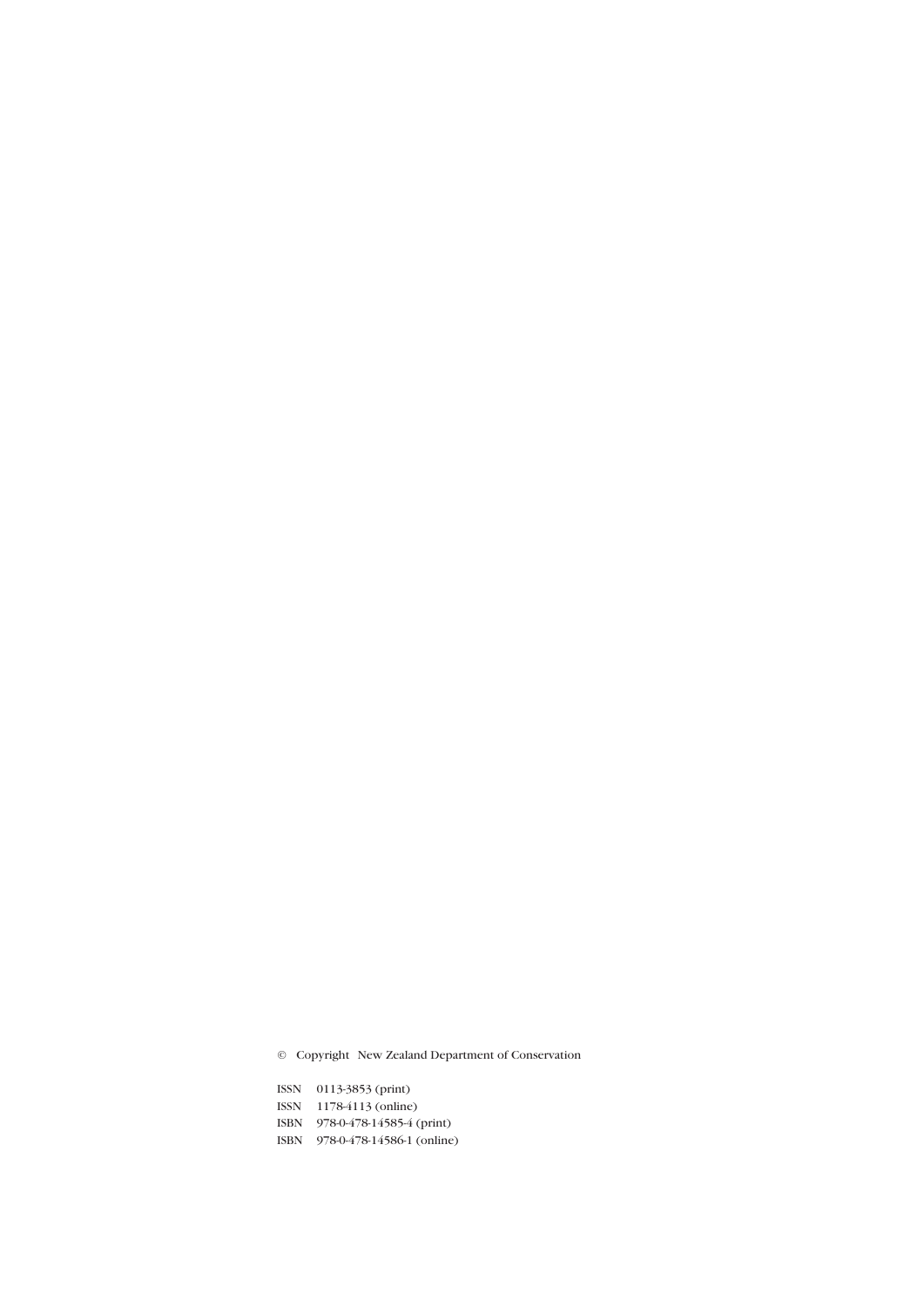© Copyright New Zealand Department of Conservation

ISSN 0113-3853 (print)  
ISSN 1178-4113 (online)  
ISBN 978-0-478-14585-4 (print)  
ISBN 978-0-478-14586-1 (online)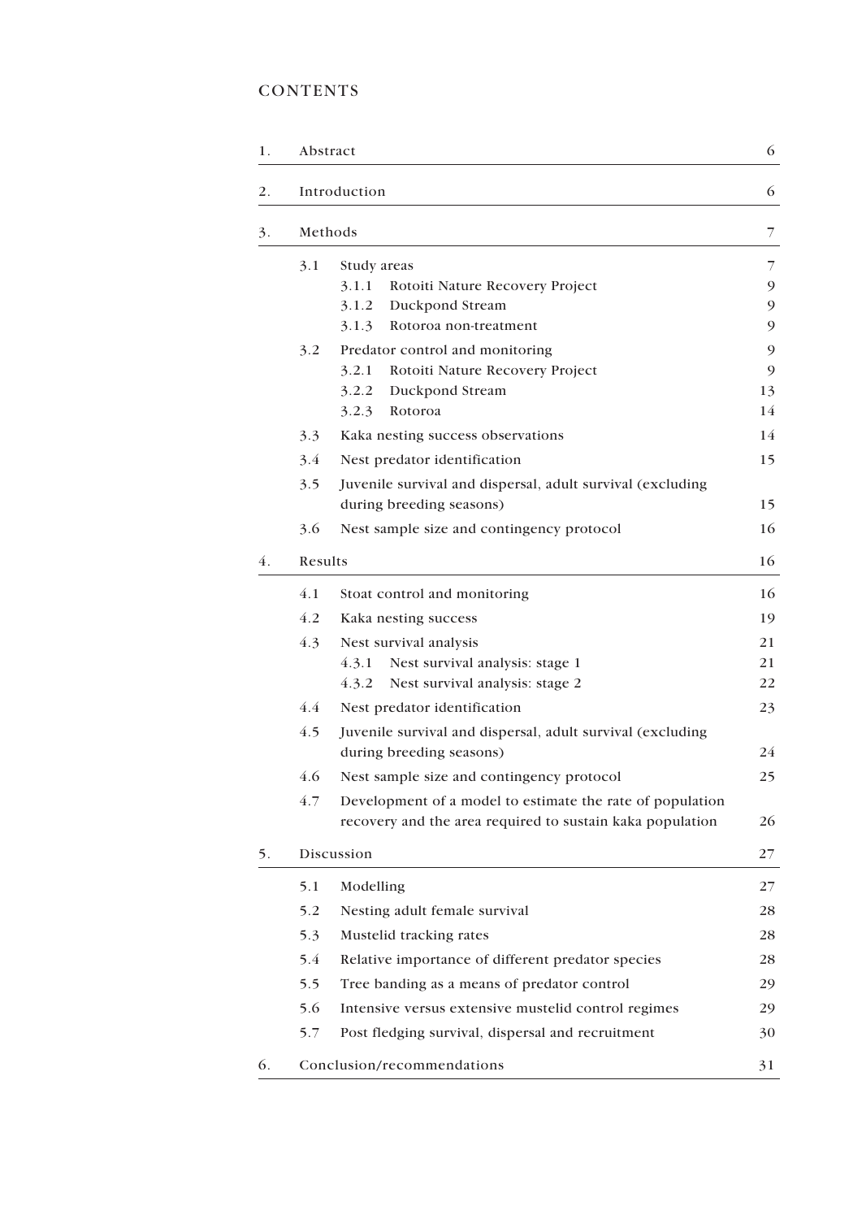# CONTENTS

| | | | |
|---|---|---|---|
| 1. | Abstract | | 6 |
| 2. | Introduction | | 6 |
| 3. | Methods | | 7 |
| | 3.1 | Study areas | 7 |
| | | 3.1.1 Rotoiti Nature Recovery Project | 9 |
| | | 3.1.2 Duckpond Stream | 9 |
| | | 3.1.3 Rotoroa non-treatment | 9 |
| | 3.2 | Predator control and monitoring | 9 |
| | | 3.2.1 Rotoiti Nature Recovery Project | 9 |
| | | 3.2.2 Duckpond Stream | 13 |
| | | 3.2.3 Rotoroa | 14 |
| | 3.3 | Kaka nesting success observations | 14 |
| | 3.4 | Nest predator identification | 15 |
| | 3.5 | Juvenile survival and dispersal, adult survival (excluding during breeding seasons) | 15 |
| | 3.6 | Nest sample size and contingency protocol | 16 |
| 4. | Results | | 16 |
| | 4.1 | Stoat control and monitoring | 16 |
| | 4.2 | Kaka nesting success | 19 |
| | 4.3 | Nest survival analysis | 21 |
| | | 4.3.1 Nest survival analysis: stage 1 | 21 |
| | | 4.3.2 Nest survival analysis: stage 2 | 22 |
| | 4.4 | Nest predator identification | 23 |
| | 4.5 | Juvenile survival and dispersal, adult survival (excluding during breeding seasons) | 24 |
| | 4.6 | Nest sample size and contingency protocol | 25 |
| | 4.7 | Development of a model to estimate the rate of population recovery and the area required to sustain kaka population | 26 |
| 5. | Discussion | | 27 |
| | 5.1 | Modelling | 27 |
| | 5.2 | Nesting adult female survival | 28 |
| | 5.3 | Mustelid tracking rates | 28 |
| | 5.4 | Relative importance of different predator species | 28 |
| | 5.5 | Tree banding as a means of predator control | 29 |
| | 5.6 | Intensive versus extensive mustelid control regimes | 29 |
| | 5.7 | Post fledging survival, dispersal and recruitment | 30 |
| 6. | Conclusion/recommendations | | 31 |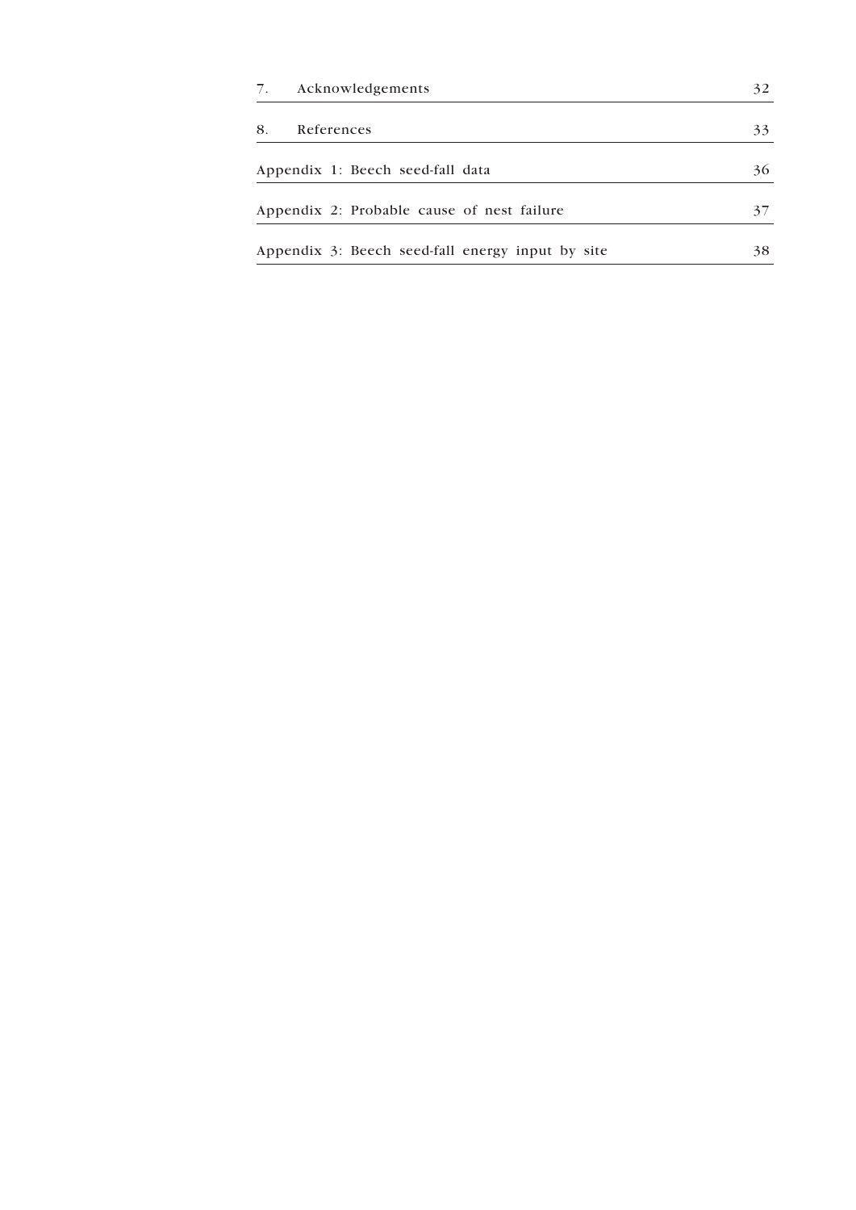| | |
|---|---|
| 7. Acknowledgements | 32 |
| 8. References | 33 |
| Appendix 1: Beech seed-fall data | 36 |
| Appendix 2: Probable cause of nest failure | 37 |
| Appendix 3: Beech seed-fall energy input by site | 38 |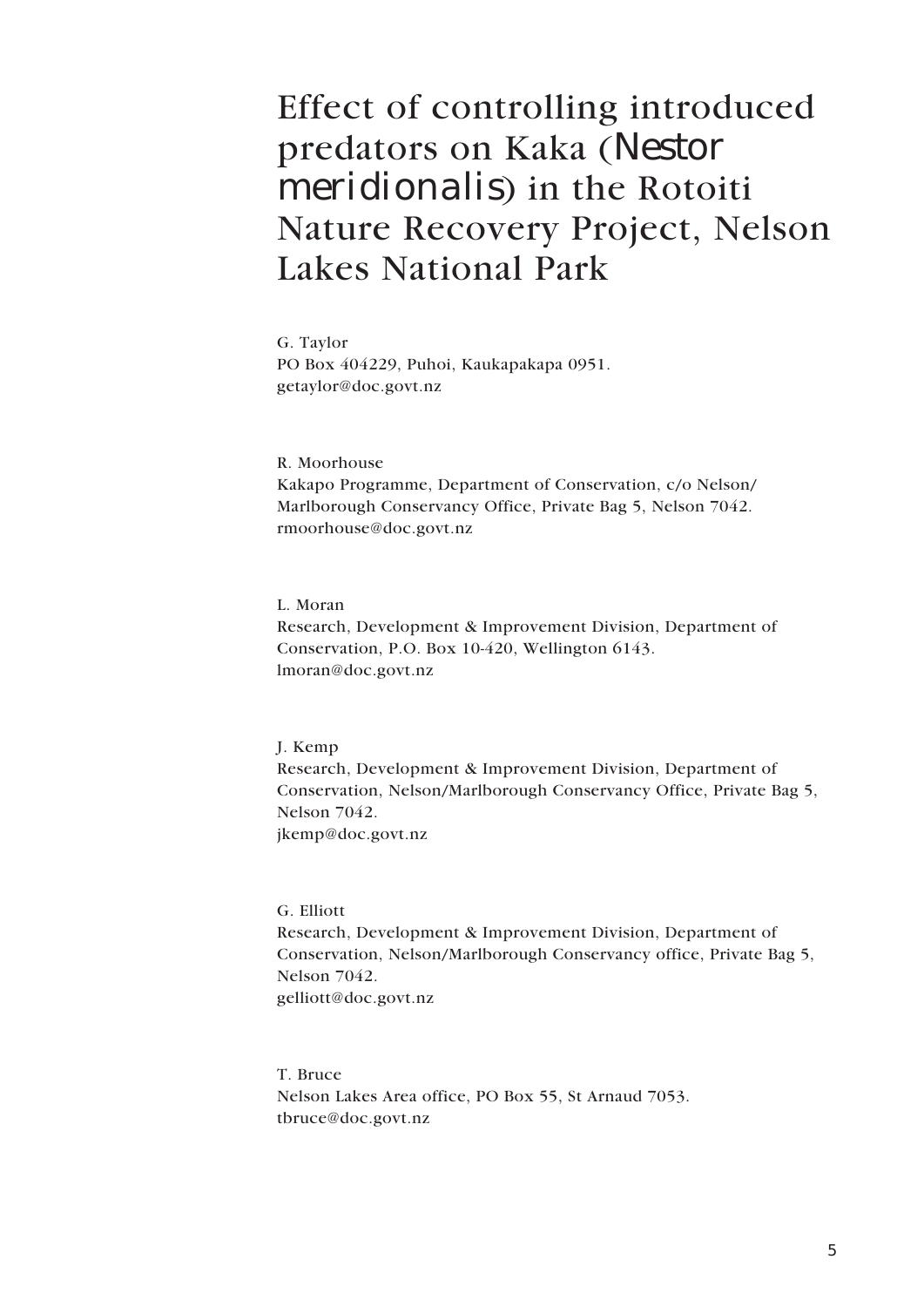# Effect of controlling introduced predators on Kaka (*Nestor meridionalis*) in the Rotoiti Nature Recovery Project, Nelson Lakes National Park

G. Taylor
PO Box 404229, Puhoi, Kaukapakapa 0951.
getaylor@doc.govt.nz

R. Moorhouse
Kakapo Programme, Department of Conservation, c/o Nelson/Marlborough Conservancy Office, Private Bag 5, Nelson 7042.
rmoorhouse@doc.govt.nz

L. Moran
Research, Development & Improvement Division, Department of Conservation, P.O. Box 10-420, Wellington 6143.
lmoran@doc.govt.nz

J. Kemp
Research, Development & Improvement Division, Department of Conservation, Nelson/Marlborough Conservancy Office, Private Bag 5, Nelson 7042.
jkemp@doc.govt.nz

G. Elliott
Research, Development & Improvement Division, Department of Conservation, Nelson/Marlborough Conservancy office, Private Bag 5, Nelson 7042.
gelliott@doc.govt.nz

T. Bruce
Nelson Lakes Area office, PO Box 55, St Arnaud 7053.
tbruce@doc.govt.nz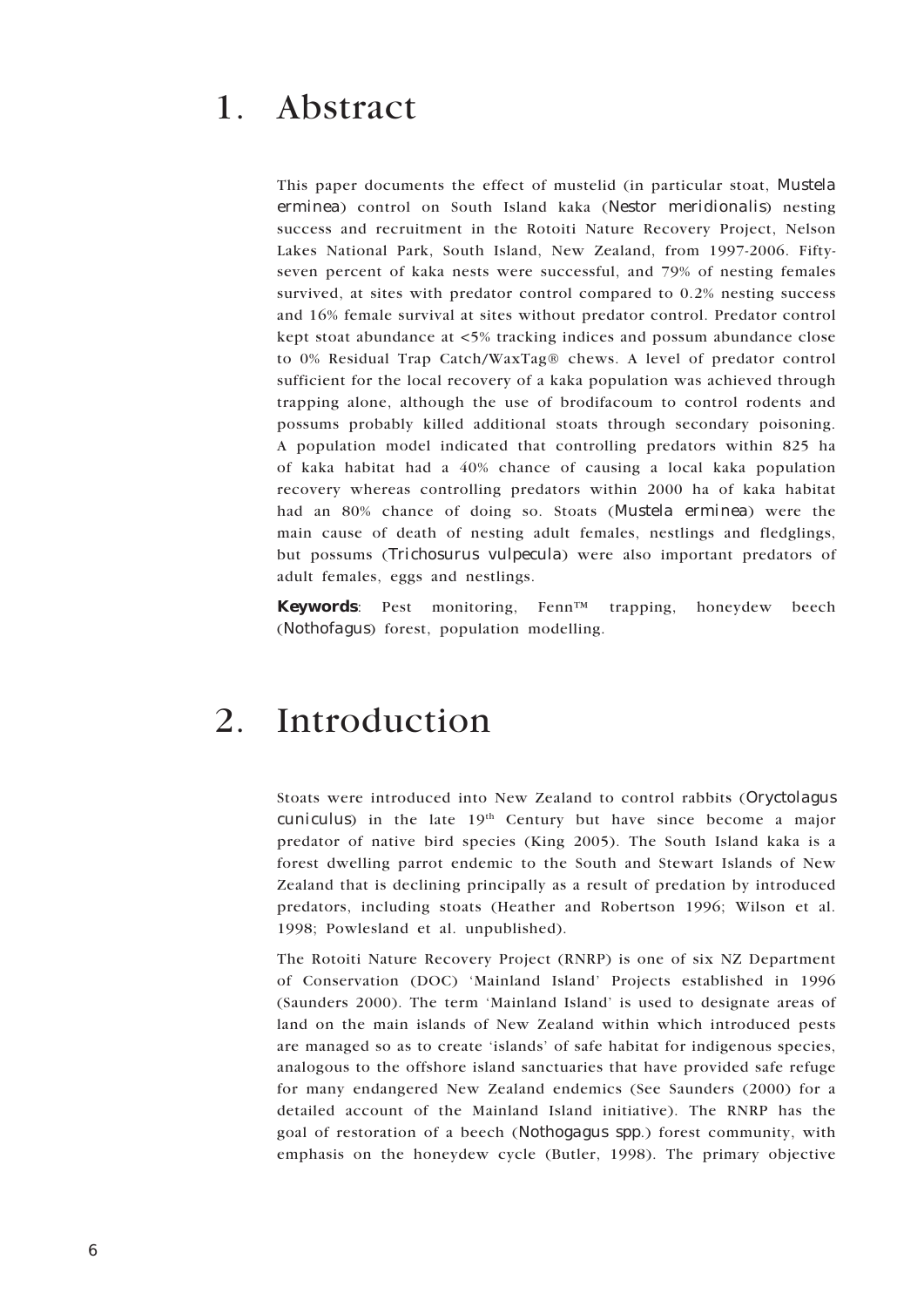# 1. Abstract

This paper documents the effect of mustelid (in particular stoat, *Mustela erminea*) control on South Island kaka (*Nestor meridionalis*) nesting success and recruitment in the Rotoiti Nature Recovery Project, Nelson Lakes National Park, South Island, New Zealand, from 1997-2006. Fifty-seven percent of kaka nests were successful, and 79% of nesting females survived, at sites with predator control compared to 0.2% nesting success and 16% female survival at sites without predator control. Predator control kept stoat abundance at <5% tracking indices and possum abundance close to 0% Residual Trap Catch/WaxTag® chews. A level of predator control sufficient for the local recovery of a kaka population was achieved through trapping alone, although the use of brodifacoum to control rodents and possums probably killed additional stoats through secondary poisoning. A population model indicated that controlling predators within 825 ha of kaka habitat had a 40% chance of causing a local kaka population recovery whereas controlling predators within 2000 ha of kaka habitat had an 80% chance of doing so. Stoats (*Mustela erminea*) were the main cause of death of nesting adult females, nestlings and fledglings, but possums (*Trichosurus vulpecula*) were also important predators of adult females, eggs and nestlings.

**Keywords**: Pest monitoring, Fenn™ trapping, honeydew beech (*Nothofagus*) forest, population modelling.

# 2. Introduction

Stoats were introduced into New Zealand to control rabbits (*Oryctolagus cuniculus*) in the late 19th Century but have since become a major predator of native bird species (King 2005). The South Island kaka is a forest dwelling parrot endemic to the South and Stewart Islands of New Zealand that is declining principally as a result of predation by introduced predators, including stoats (Heather and Robertson 1996; Wilson et al. 1998; Powlesland et al. unpublished).

The Rotoiti Nature Recovery Project (RNRP) is one of six NZ Department of Conservation (DOC) 'Mainland Island' Projects established in 1996 (Saunders 2000). The term 'Mainland Island' is used to designate areas of land on the main islands of New Zealand within which introduced pests are managed so as to create 'islands' of safe habitat for indigenous species, analogous to the offshore island sanctuaries that have provided safe refuge for many endangered New Zealand endemics (See Saunders (2000) for a detailed account of the Mainland Island initiative). The RNRP has the goal of restoration of a beech (*Nothogagus spp.*) forest community, with emphasis on the honeydew cycle (Butler, 1998). The primary objective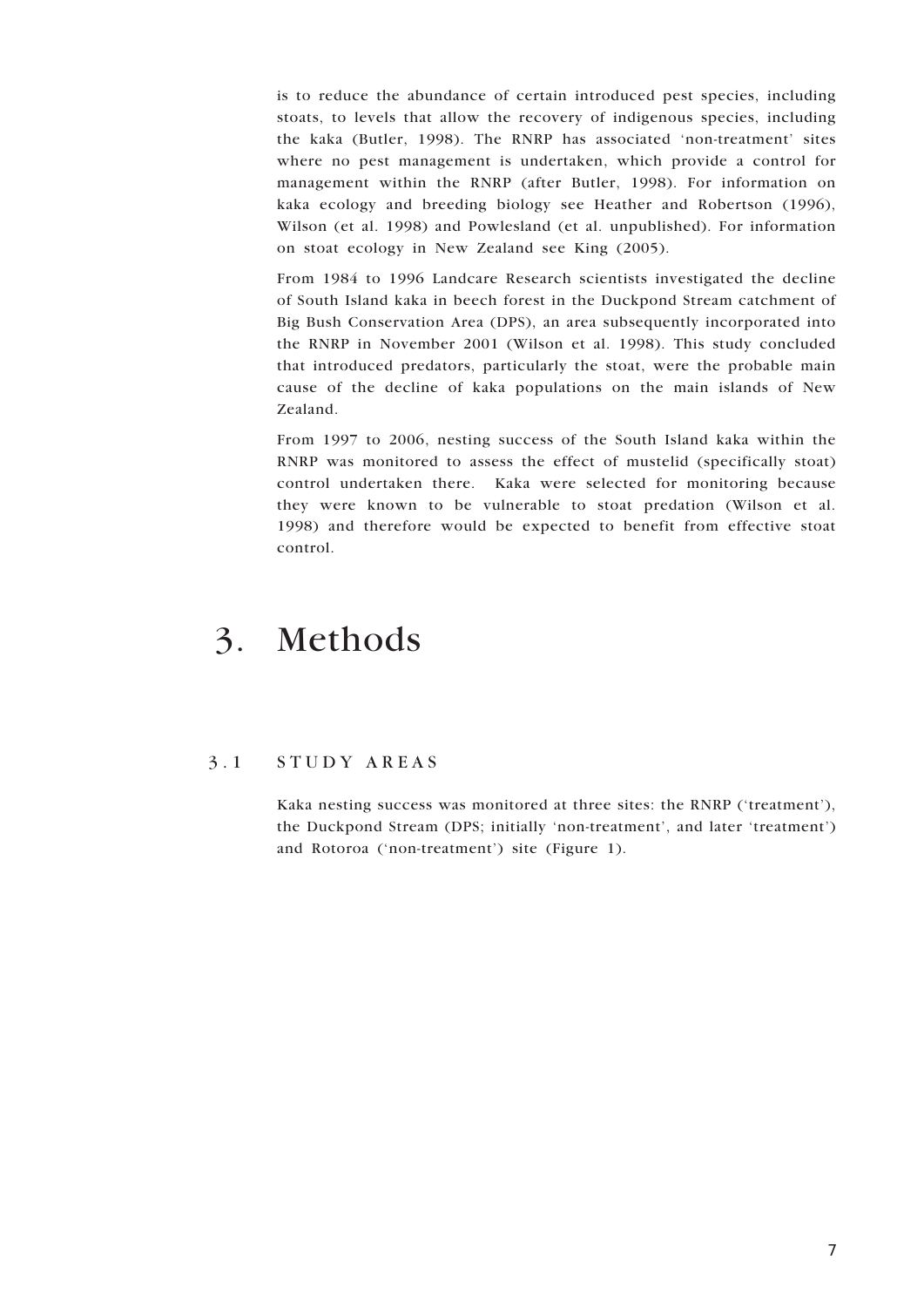is to reduce the abundance of certain introduced pest species, including stoats, to levels that allow the recovery of indigenous species, including the kaka (Butler, 1998). The RNRP has associated 'non-treatment' sites where no pest management is undertaken, which provide a control for management within the RNRP (after Butler, 1998). For information on kaka ecology and breeding biology see Heather and Robertson (1996), Wilson (et al. 1998) and Powlesland (et al. unpublished). For information on stoat ecology in New Zealand see King (2005).

From 1984 to 1996 Landcare Research scientists investigated the decline of South Island kaka in beech forest in the Duckpond Stream catchment of Big Bush Conservation Area (DPS), an area subsequently incorporated into the RNRP in November 2001 (Wilson et al. 1998). This study concluded that introduced predators, particularly the stoat, were the probable main cause of the decline of kaka populations on the main islands of New Zealand.

From 1997 to 2006, nesting success of the South Island kaka within the RNRP was monitored to assess the effect of mustelid (specifically stoat) control undertaken there. Kaka were selected for monitoring because they were known to be vulnerable to stoat predation (Wilson et al. 1998) and therefore would be expected to benefit from effective stoat control.

# 3. Methods

## 3.1 STUDY AREAS

Kaka nesting success was monitored at three sites: the RNRP ('treatment'), the Duckpond Stream (DPS; initially 'non-treatment', and later 'treatment') and Rotoroa ('non-treatment') site (Figure 1).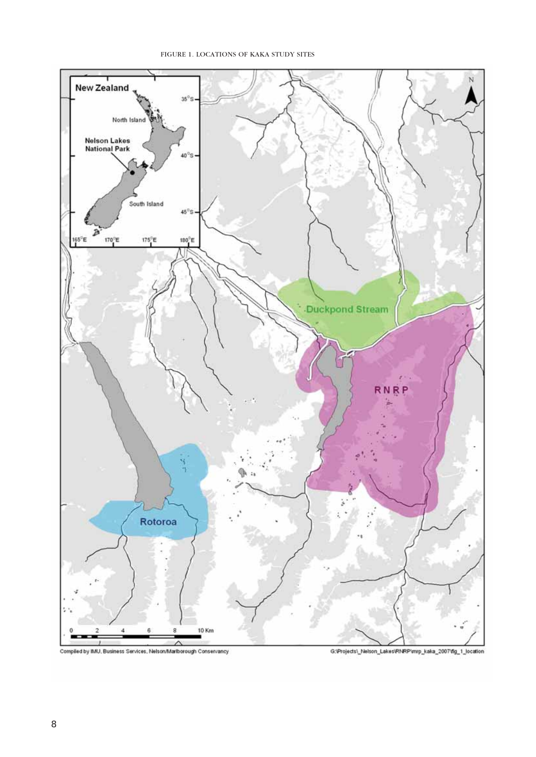FIGURE 1. LOCATIONS OF KAKA STUDY SITES

New Zealand

North Island

Nelson Lakes National Park

South Island

Duckpond Stream

RNRP

Rotoroa

Compiled by IMU, Business Services, Nelson/Marlborough Conservancy

G:\Projects\_Nelson_Lakes\RNRP\mrp_kaka_2007\fig_1_location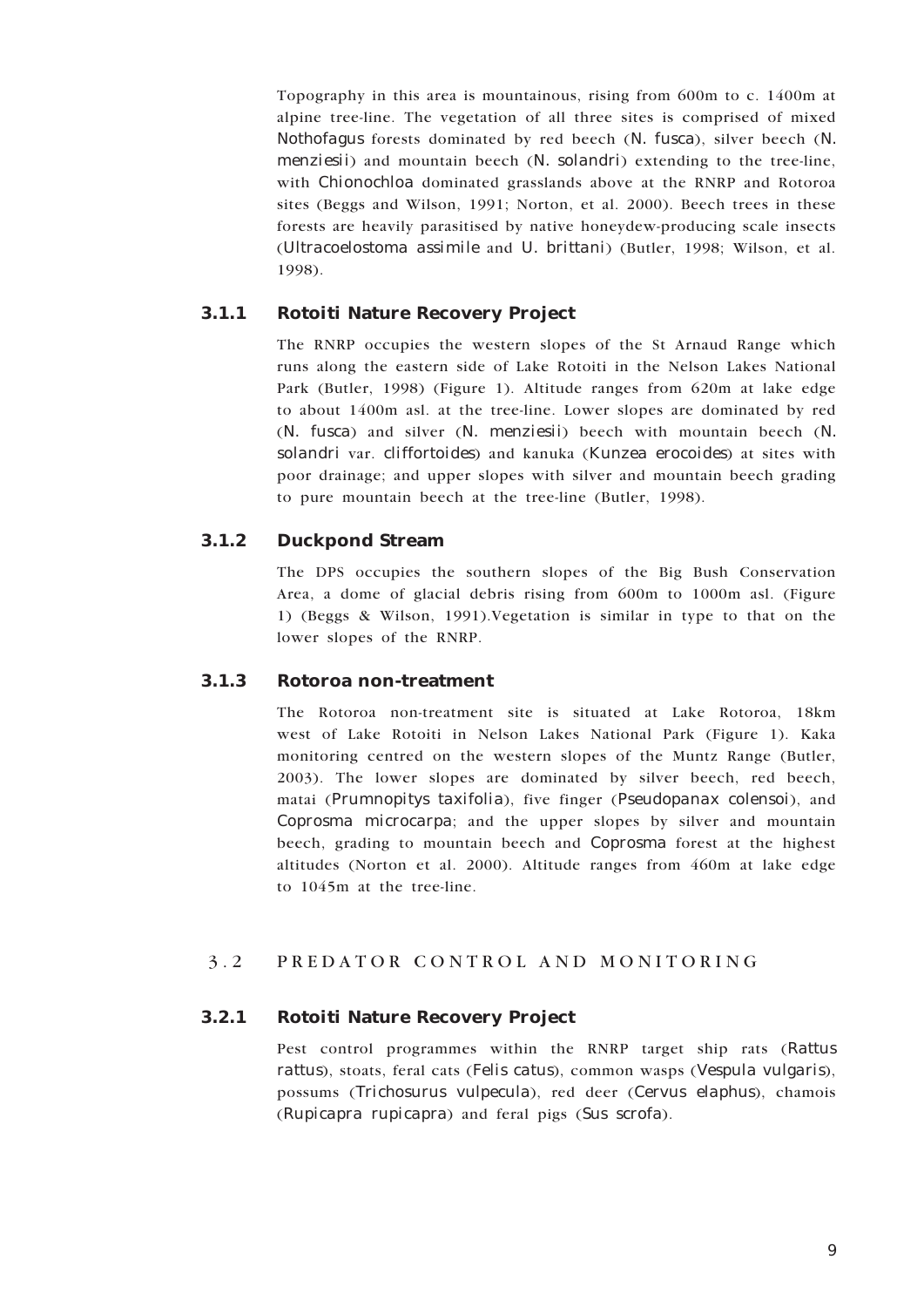Topography in this area is mountainous, rising from 600m to c. 1400m at alpine tree-line. The vegetation of all three sites is comprised of mixed *Nothofagus* forests dominated by red beech (*N. fusca*), silver beech (*N. menziesii*) and mountain beech (*N. solandri*) extending to the tree-line, with *Chionochloa* dominated grasslands above at the RNRP and Rotoroa sites (Beggs and Wilson, 1991; Norton, et al. 2000). Beech trees in these forests are heavily parasitised by native honeydew-producing scale insects (*Ultracoelostoma assimile* and *U. brittani*) (Butler, 1998; Wilson, et al. 1998).

### 3.1.1 Rotoiti Nature Recovery Project

The RNRP occupies the western slopes of the St Arnaud Range which runs along the eastern side of Lake Rotoiti in the Nelson Lakes National Park (Butler, 1998) (Figure 1). Altitude ranges from 620m at lake edge to about 1400m asl. at the tree-line. Lower slopes are dominated by red (*N. fusca*) and silver (*N. menziesii*) beech with mountain beech (*N. solandri* var. *cliffortoides*) and kanuka (*Kunzea erocoides*) at sites with poor drainage; and upper slopes with silver and mountain beech grading to pure mountain beech at the tree-line (Butler, 1998).

### 3.1.2 Duckpond Stream

The DPS occupies the southern slopes of the Big Bush Conservation Area, a dome of glacial debris rising from 600m to 1000m asl. (Figure 1) (Beggs & Wilson, 1991).Vegetation is similar in type to that on the lower slopes of the RNRP.

### 3.1.3 Rotoroa non-treatment

The Rotoroa non-treatment site is situated at Lake Rotoroa, 18km west of Lake Rotoiti in Nelson Lakes National Park (Figure 1). Kaka monitoring centred on the western slopes of the Muntz Range (Butler, 2003). The lower slopes are dominated by silver beech, red beech, matai (*Prumnopitys taxifolia*), five finger (*Pseudopanax colensoi*), and *Coprosma microcarpa*; and the upper slopes by silver and mountain beech, grading to mountain beech and *Coprosma* forest at the highest altitudes (Norton et al. 2000). Altitude ranges from 460m at lake edge to 1045m at the tree-line.

## 3.2 PREDATOR CONTROL AND MONITORING

### 3.2.1 Rotoiti Nature Recovery Project

Pest control programmes within the RNRP target ship rats (*Rattus rattus*), stoats, feral cats (*Felis catus*), common wasps (*Vespula vulgaris*), possums (*Trichosurus vulpecula*), red deer (*Cervus elaphus*), chamois (*Rupicapra rupicapra*) and feral pigs (*Sus scrofa*).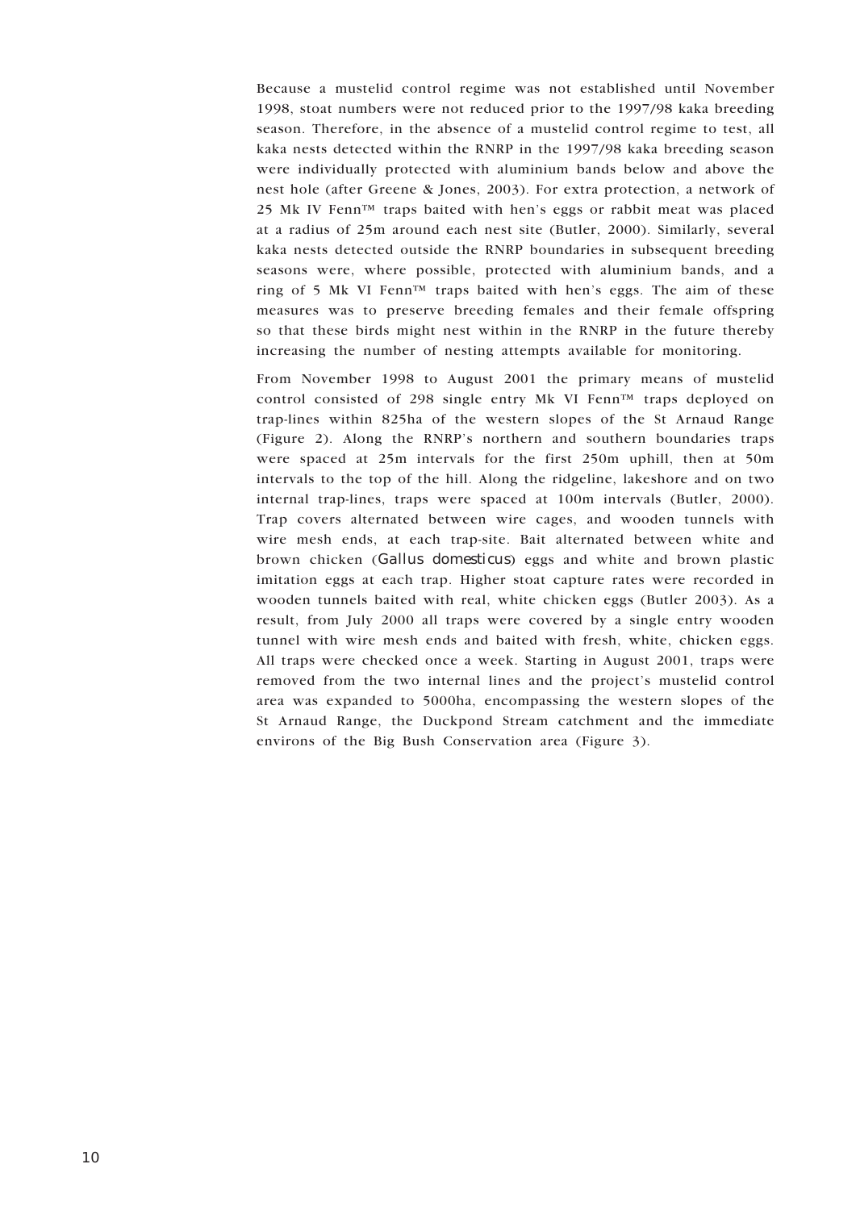Because a mustelid control regime was not established until November 1998, stoat numbers were not reduced prior to the 1997/98 kaka breeding season. Therefore, in the absence of a mustelid control regime to test, all kaka nests detected within the RNRP in the 1997/98 kaka breeding season were individually protected with aluminium bands below and above the nest hole (after Greene & Jones, 2003). For extra protection, a network of 25 Mk IV Fenn™ traps baited with hen's eggs or rabbit meat was placed at a radius of 25m around each nest site (Butler, 2000). Similarly, several kaka nests detected outside the RNRP boundaries in subsequent breeding seasons were, where possible, protected with aluminium bands, and a ring of 5 Mk VI Fenn™ traps baited with hen's eggs. The aim of these measures was to preserve breeding females and their female offspring so that these birds might nest within in the RNRP in the future thereby increasing the number of nesting attempts available for monitoring.

From November 1998 to August 2001 the primary means of mustelid control consisted of 298 single entry Mk VI Fenn™ traps deployed on trap-lines within 825ha of the western slopes of the St Arnaud Range (Figure 2). Along the RNRP's northern and southern boundaries traps were spaced at 25m intervals for the first 250m uphill, then at 50m intervals to the top of the hill. Along the ridgeline, lakeshore and on two internal trap-lines, traps were spaced at 100m intervals (Butler, 2000). Trap covers alternated between wire cages, and wooden tunnels with wire mesh ends, at each trap-site. Bait alternated between white and brown chicken (*Gallus domesticus*) eggs and white and brown plastic imitation eggs at each trap. Higher stoat capture rates were recorded in wooden tunnels baited with real, white chicken eggs (Butler 2003). As a result, from July 2000 all traps were covered by a single entry wooden tunnel with wire mesh ends and baited with fresh, white, chicken eggs. All traps were checked once a week. Starting in August 2001, traps were removed from the two internal lines and the project's mustelid control area was expanded to 5000ha, encompassing the western slopes of the St Arnaud Range, the Duckpond Stream catchment and the immediate environs of the Big Bush Conservation area (Figure 3).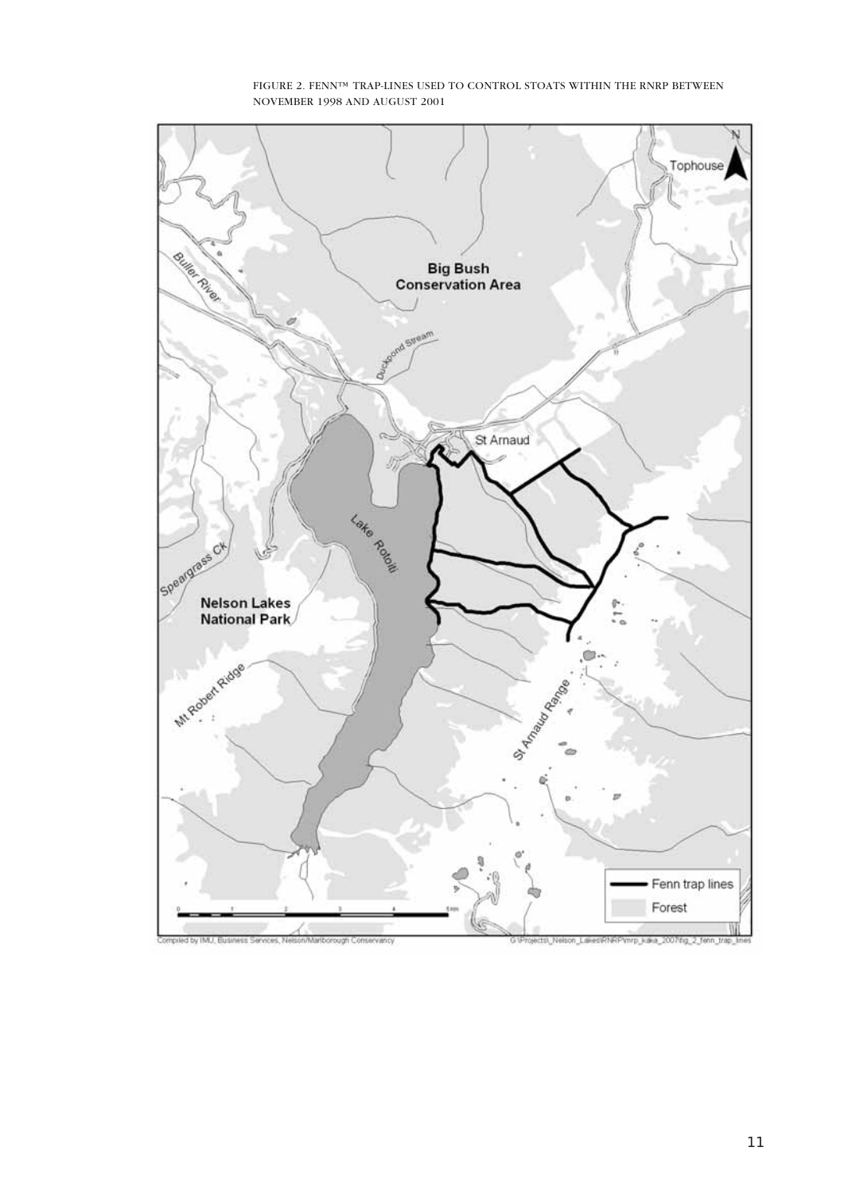FIGURE 2. FENN™ TRAP-LINES USED TO CONTROL STOATS WITHIN THE RNRP BETWEEN NOVEMBER 1998 AND AUGUST 2001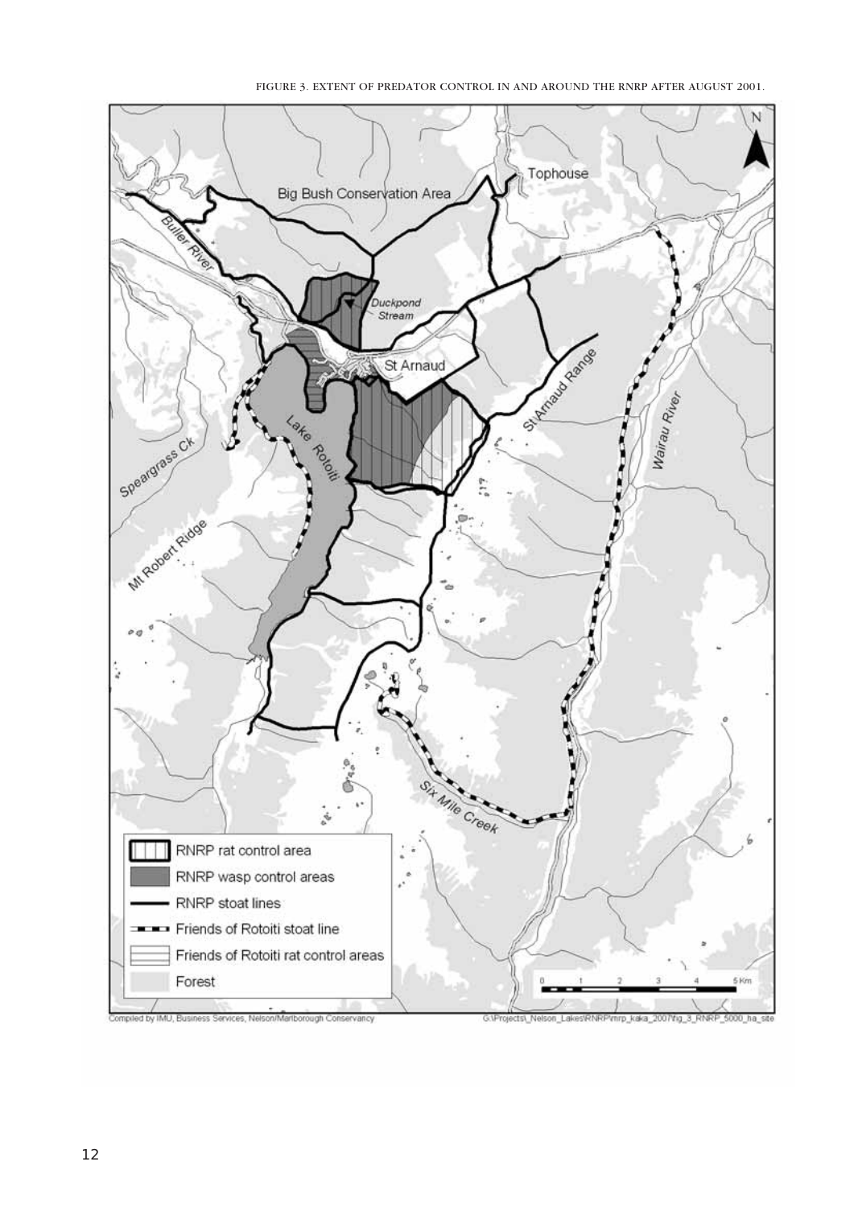FIGURE 3. EXTENT OF PREDATOR CONTROL IN AND AROUND THE RNRP AFTER AUGUST 2001.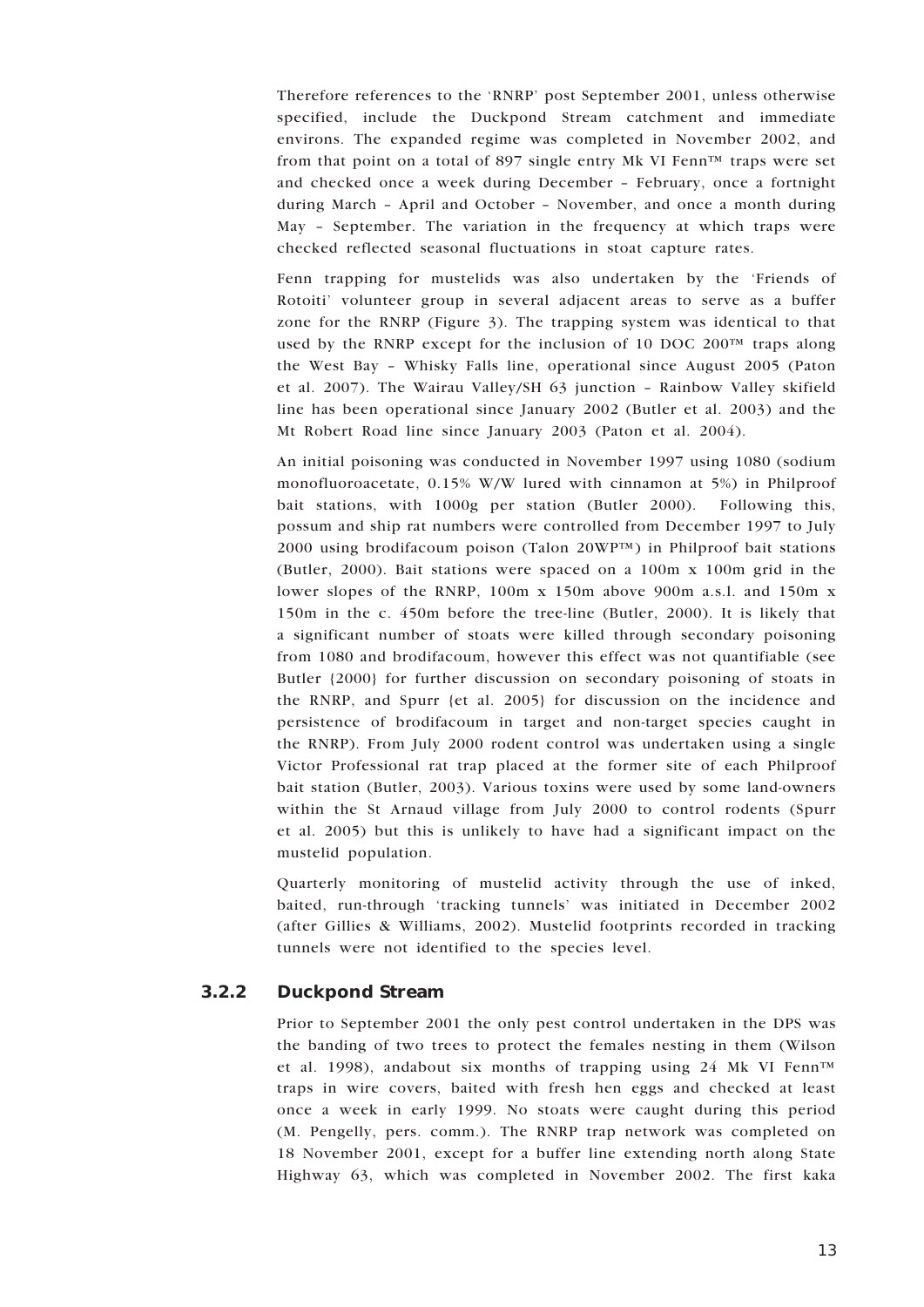Therefore references to the 'RNRP' post September 2001, unless otherwise specified, include the Duckpond Stream catchment and immediate environs. The expanded regime was completed in November 2002, and from that point on a total of 897 single entry Mk VI Fenn™ traps were set and checked once a week during December – February, once a fortnight during March – April and October – November, and once a month during May – September. The variation in the frequency at which traps were checked reflected seasonal fluctuations in stoat capture rates.

Fenn trapping for mustelids was also undertaken by the 'Friends of Rotoiti' volunteer group in several adjacent areas to serve as a buffer zone for the RNRP (Figure 3). The trapping system was identical to that used by the RNRP except for the inclusion of 10 DOC 200™ traps along the West Bay – Whisky Falls line, operational since August 2005 (Paton et al. 2007). The Wairau Valley/SH 63 junction – Rainbow Valley skifield line has been operational since January 2002 (Butler et al. 2003) and the Mt Robert Road line since January 2003 (Paton et al. 2004).

An initial poisoning was conducted in November 1997 using 1080 (sodium monofluoroacetate, 0.15% W/W lured with cinnamon at 5%) in Philproof bait stations, with 1000g per station (Butler 2000). Following this, possum and ship rat numbers were controlled from December 1997 to July 2000 using brodifacoum poison (Talon 20WP™) in Philproof bait stations (Butler, 2000). Bait stations were spaced on a 100m x 100m grid in the lower slopes of the RNRP, 100m x 150m above 900m a.s.l. and 150m x 150m in the c. 450m before the tree-line (Butler, 2000). It is likely that a significant number of stoats were killed through secondary poisoning from 1080 and brodifacoum, however this effect was not quantifiable (see Butler {2000} for further discussion on secondary poisoning of stoats in the RNRP, and Spurr {et al. 2005} for discussion on the incidence and persistence of brodifacoum in target and non-target species caught in the RNRP). From July 2000 rodent control was undertaken using a single Victor Professional rat trap placed at the former site of each Philproof bait station (Butler, 2003). Various toxins were used by some land-owners within the St Arnaud village from July 2000 to control rodents (Spurr et al. 2005) but this is unlikely to have had a significant impact on the mustelid population.

Quarterly monitoring of mustelid activity through the use of inked, baited, run-through 'tracking tunnels' was initiated in December 2002 (after Gillies & Williams, 2002). Mustelid footprints recorded in tracking tunnels were not identified to the species level.

### 3.2.2 Duckpond Stream

Prior to September 2001 the only pest control undertaken in the DPS was the banding of two trees to protect the females nesting in them (Wilson et al. 1998), andabout six months of trapping using 24 Mk VI Fenn™ traps in wire covers, baited with fresh hen eggs and checked at least once a week in early 1999. No stoats were caught during this period (M. Pengelly, pers. comm.). The RNRP trap network was completed on 18 November 2001, except for a buffer line extending north along State Highway 63, which was completed in November 2002. The first kaka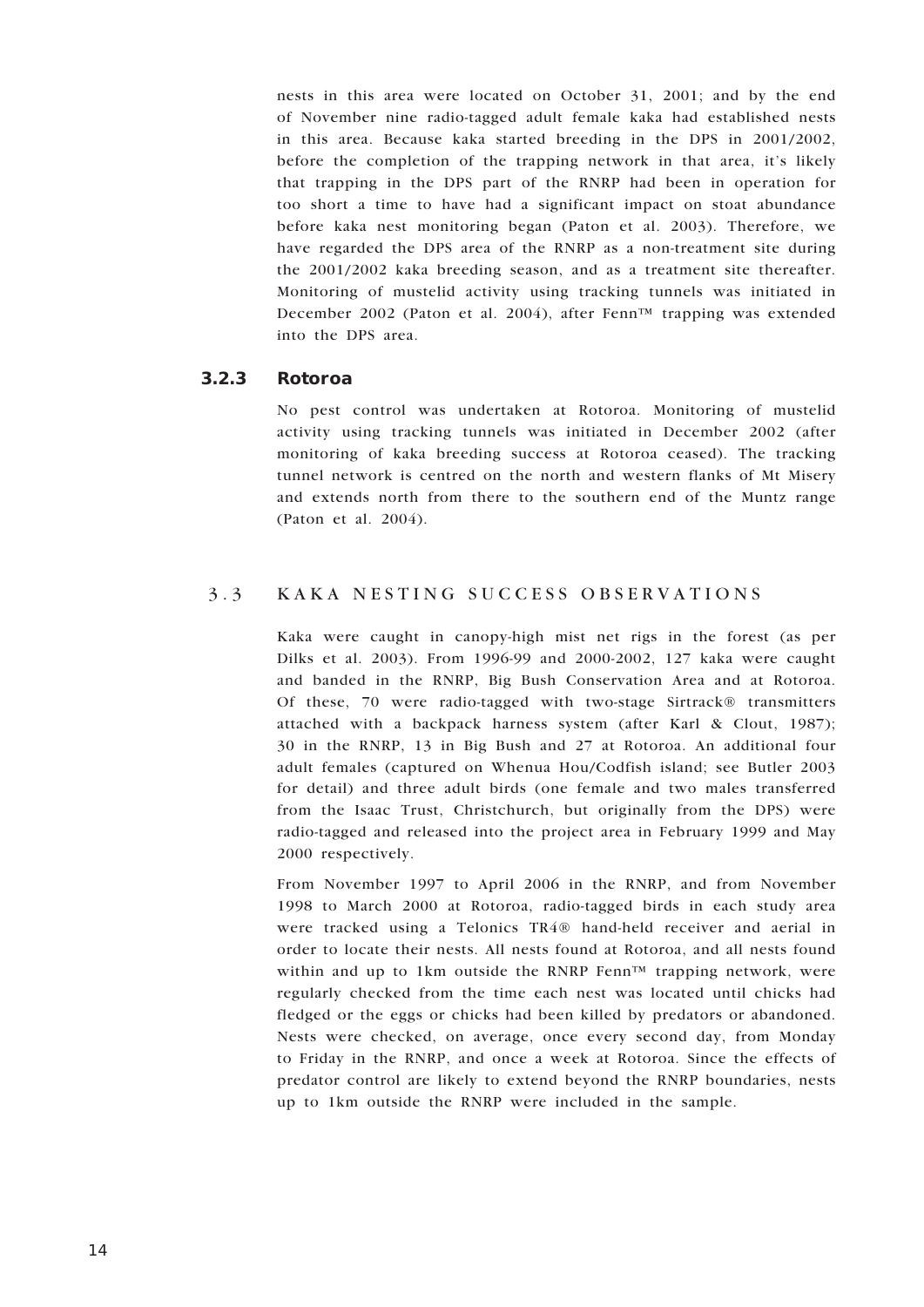nests in this area were located on October 31, 2001; and by the end of November nine radio-tagged adult female kaka had established nests in this area. Because kaka started breeding in the DPS in 2001/2002, before the completion of the trapping network in that area, it's likely that trapping in the DPS part of the RNRP had been in operation for too short a time to have had a significant impact on stoat abundance before kaka nest monitoring began (Paton et al. 2003). Therefore, we have regarded the DPS area of the RNRP as a non-treatment site during the 2001/2002 kaka breeding season, and as a treatment site thereafter. Monitoring of mustelid activity using tracking tunnels was initiated in December 2002 (Paton et al. 2004), after Fenn™ trapping was extended into the DPS area.

### 3.2.3 Rotoroa

No pest control was undertaken at Rotoroa. Monitoring of mustelid activity using tracking tunnels was initiated in December 2002 (after monitoring of kaka breeding success at Rotoroa ceased). The tracking tunnel network is centred on the north and western flanks of Mt Misery and extends north from there to the southern end of the Muntz range (Paton et al. 2004).

## 3.3 KAKA NESTING SUCCESS OBSERVATIONS

Kaka were caught in canopy-high mist net rigs in the forest (as per Dilks et al. 2003). From 1996-99 and 2000-2002, 127 kaka were caught and banded in the RNRP, Big Bush Conservation Area and at Rotoroa. Of these, 70 were radio-tagged with two-stage Sirtrack® transmitters attached with a backpack harness system (after Karl & Clout, 1987); 30 in the RNRP, 13 in Big Bush and 27 at Rotoroa. An additional four adult females (captured on Whenua Hou/Codfish island; see Butler 2003 for detail) and three adult birds (one female and two males transferred from the Isaac Trust, Christchurch, but originally from the DPS) were radio-tagged and released into the project area in February 1999 and May 2000 respectively.

From November 1997 to April 2006 in the RNRP, and from November 1998 to March 2000 at Rotoroa, radio-tagged birds in each study area were tracked using a Telonics TR4® hand-held receiver and aerial in order to locate their nests. All nests found at Rotoroa, and all nests found within and up to 1km outside the RNRP Fenn™ trapping network, were regularly checked from the time each nest was located until chicks had fledged or the eggs or chicks had been killed by predators or abandoned. Nests were checked, on average, once every second day, from Monday to Friday in the RNRP, and once a week at Rotoroa. Since the effects of predator control are likely to extend beyond the RNRP boundaries, nests up to 1km outside the RNRP were included in the sample.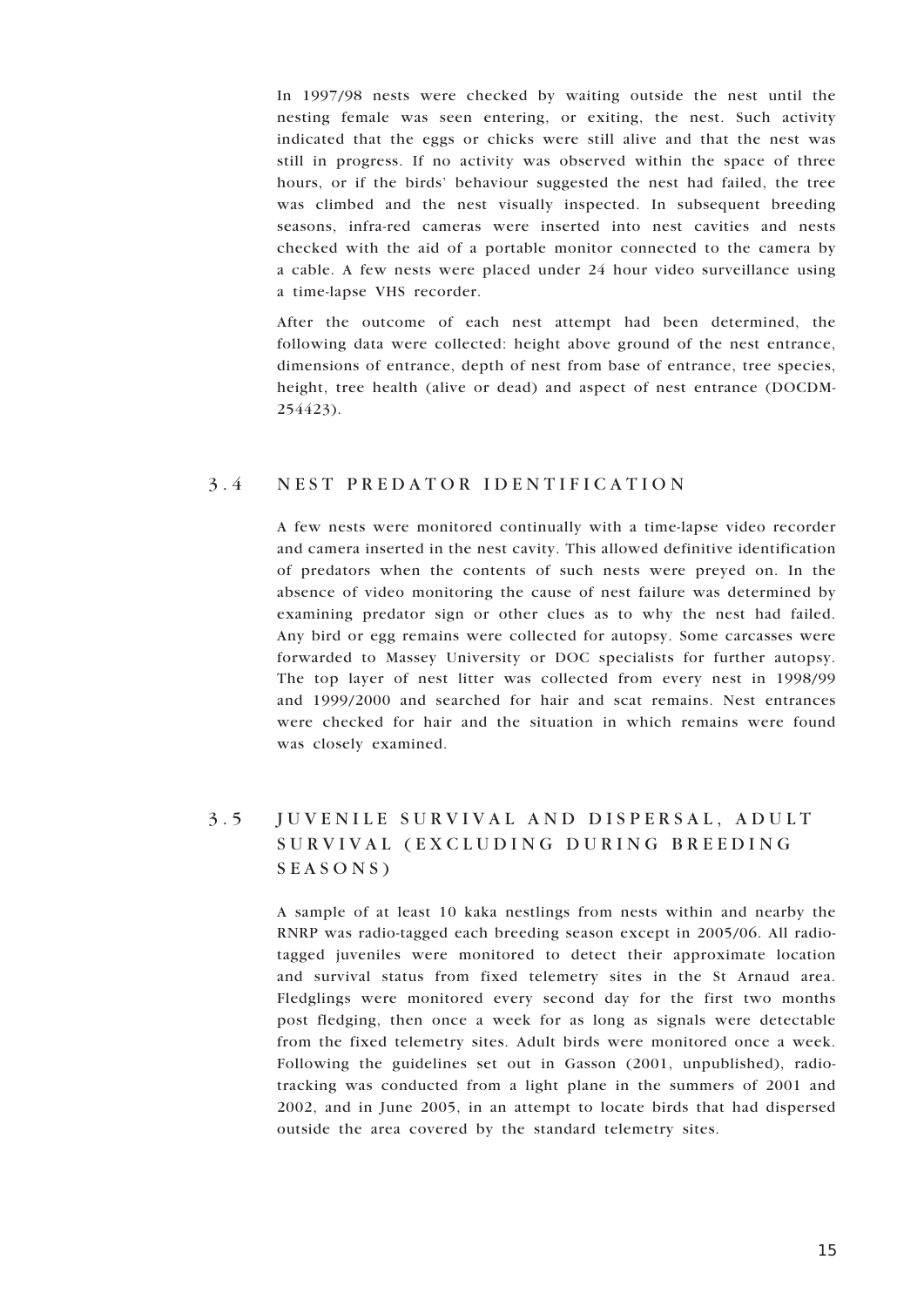In 1997/98 nests were checked by waiting outside the nest until the nesting female was seen entering, or exiting, the nest. Such activity indicated that the eggs or chicks were still alive and that the nest was still in progress. If no activity was observed within the space of three hours, or if the birds' behaviour suggested the nest had failed, the tree was climbed and the nest visually inspected. In subsequent breeding seasons, infra-red cameras were inserted into nest cavities and nests checked with the aid of a portable monitor connected to the camera by a cable. A few nests were placed under 24 hour video surveillance using a time-lapse VHS recorder.

After the outcome of each nest attempt had been determined, the following data were collected: height above ground of the nest entrance, dimensions of entrance, depth of nest from base of entrance, tree species, height, tree health (alive or dead) and aspect of nest entrance (DOCDM-254423).

## 3.4 NEST PREDATOR IDENTIFICATION

A few nests were monitored continually with a time-lapse video recorder and camera inserted in the nest cavity. This allowed definitive identification of predators when the contents of such nests were preyed on. In the absence of video monitoring the cause of nest failure was determined by examining predator sign or other clues as to why the nest had failed. Any bird or egg remains were collected for autopsy. Some carcasses were forwarded to Massey University or DOC specialists for further autopsy. The top layer of nest litter was collected from every nest in 1998/99 and 1999/2000 and searched for hair and scat remains. Nest entrances were checked for hair and the situation in which remains were found was closely examined.

## 3.5 JUVENILE SURVIVAL AND DISPERSAL, ADULT SURVIVAL (EXCLUDING DURING BREEDING SEASONS)

A sample of at least 10 kaka nestlings from nests within and nearby the RNRP was radio-tagged each breeding season except in 2005/06. All radio-tagged juveniles were monitored to detect their approximate location and survival status from fixed telemetry sites in the St Arnaud area. Fledglings were monitored every second day for the first two months post fledging, then once a week for as long as signals were detectable from the fixed telemetry sites. Adult birds were monitored once a week. Following the guidelines set out in Gasson (2001, unpublished), radio-tracking was conducted from a light plane in the summers of 2001 and 2002, and in June 2005, in an attempt to locate birds that had dispersed outside the area covered by the standard telemetry sites.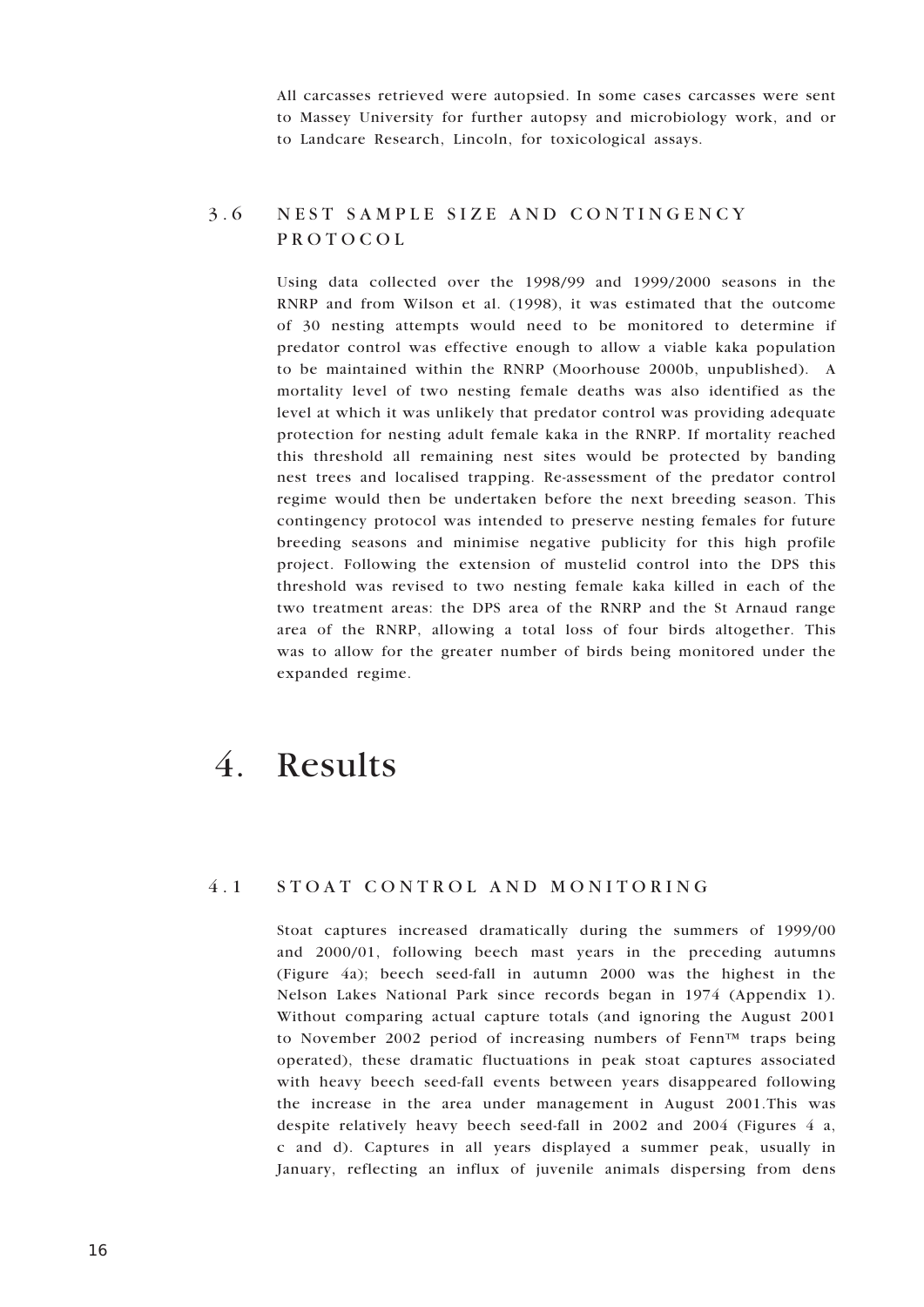All carcasses retrieved were autopsied. In some cases carcasses were sent to Massey University for further autopsy and microbiology work, and or to Landcare Research, Lincoln, for toxicological assays.

### 3.6 NEST SAMPLE SIZE AND CONTINGENCY PROTOCOL

Using data collected over the 1998/99 and 1999/2000 seasons in the RNRP and from Wilson et al. (1998), it was estimated that the outcome of 30 nesting attempts would need to be monitored to determine if predator control was effective enough to allow a viable kaka population to be maintained within the RNRP (Moorhouse 2000b, unpublished). A mortality level of two nesting female deaths was also identified as the level at which it was unlikely that predator control was providing adequate protection for nesting adult female kaka in the RNRP. If mortality reached this threshold all remaining nest sites would be protected by banding nest trees and localised trapping. Re-assessment of the predator control regime would then be undertaken before the next breeding season. This contingency protocol was intended to preserve nesting females for future breeding seasons and minimise negative publicity for this high profile project. Following the extension of mustelid control into the DPS this threshold was revised to two nesting female kaka killed in each of the two treatment areas: the DPS area of the RNRP and the St Arnaud range area of the RNRP, allowing a total loss of four birds altogether. This was to allow for the greater number of birds being monitored under the expanded regime.

# 4. Results

### 4.1 STOAT CONTROL AND MONITORING

Stoat captures increased dramatically during the summers of 1999/00 and 2000/01, following beech mast years in the preceding autumns (Figure 4a); beech seed-fall in autumn 2000 was the highest in the Nelson Lakes National Park since records began in 1974 (Appendix 1). Without comparing actual capture totals (and ignoring the August 2001 to November 2002 period of increasing numbers of Fenn™ traps being operated), these dramatic fluctuations in peak stoat captures associated with heavy beech seed-fall events between years disappeared following the increase in the area under management in August 2001.This was despite relatively heavy beech seed-fall in 2002 and 2004 (Figures 4 a, c and d). Captures in all years displayed a summer peak, usually in January, reflecting an influx of juvenile animals dispersing from dens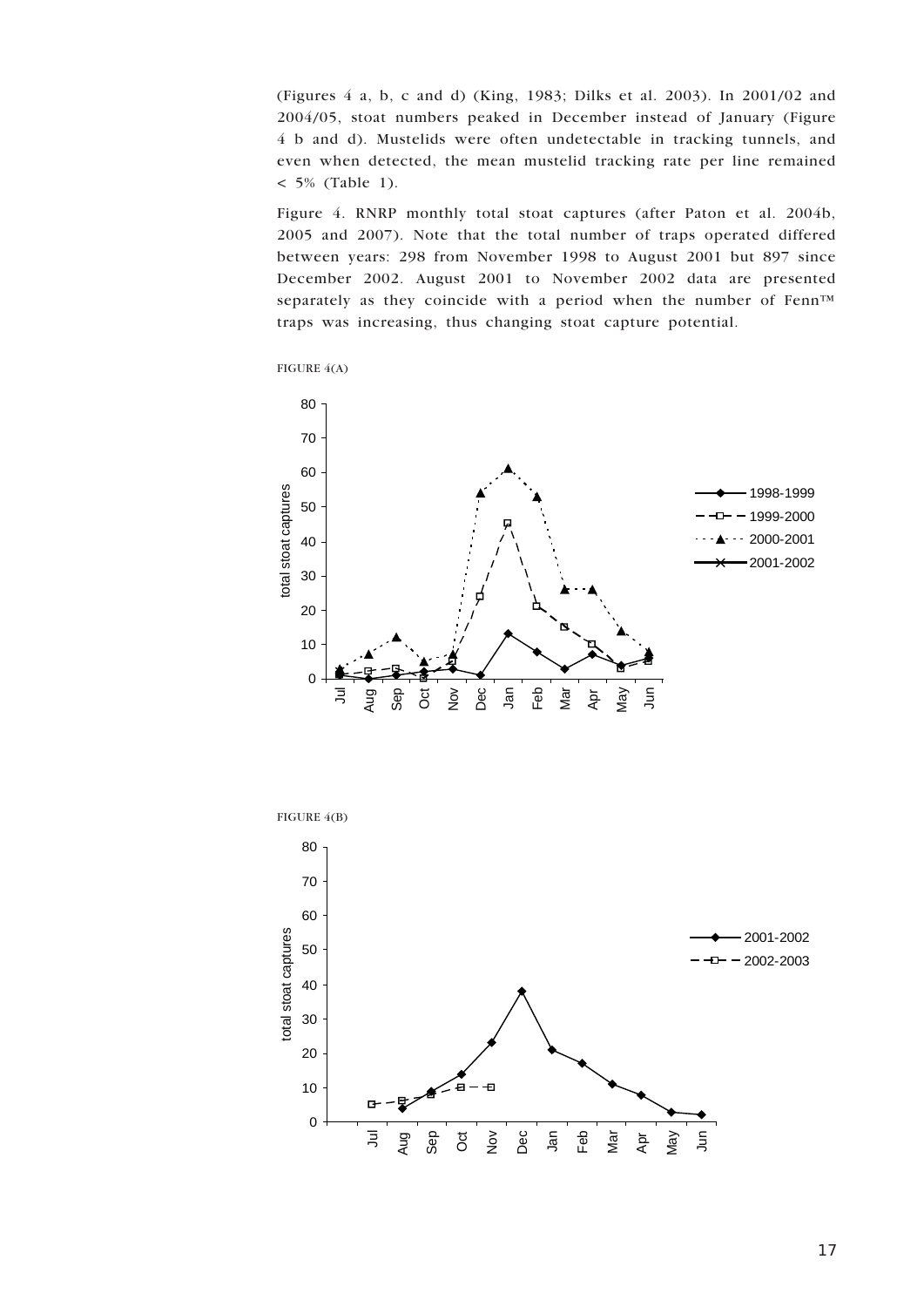(Figures 4 a, b, c and d) (King, 1983; Dilks et al. 2003). In 2001/02 and 2004/05, stoat numbers peaked in December instead of January (Figure 4 b and d). Mustelids were often undetectable in tracking tunnels, and even when detected, the mean mustelid tracking rate per line remained < 5% (Table 1).

Figure 4. RNRP monthly total stoat captures (after Paton et al. 2004b, 2005 and 2007). Note that the total number of traps operated differed between years: 298 from November 1998 to August 2001 but 897 since December 2002. August 2001 to November 2002 data are presented separately as they coincide with a period when the number of Fenn™ traps was increasing, thus changing stoat capture potential.

FIGURE 4(A)

FIGURE 4(B)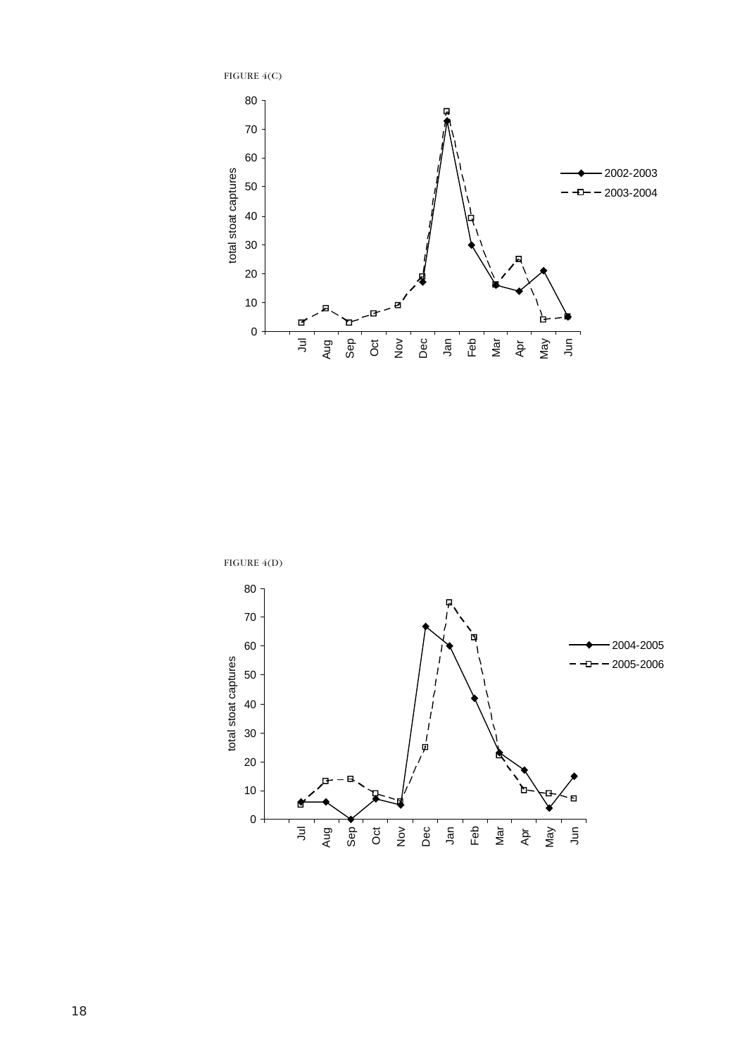FIGURE 4(C)

FIGURE 4(D)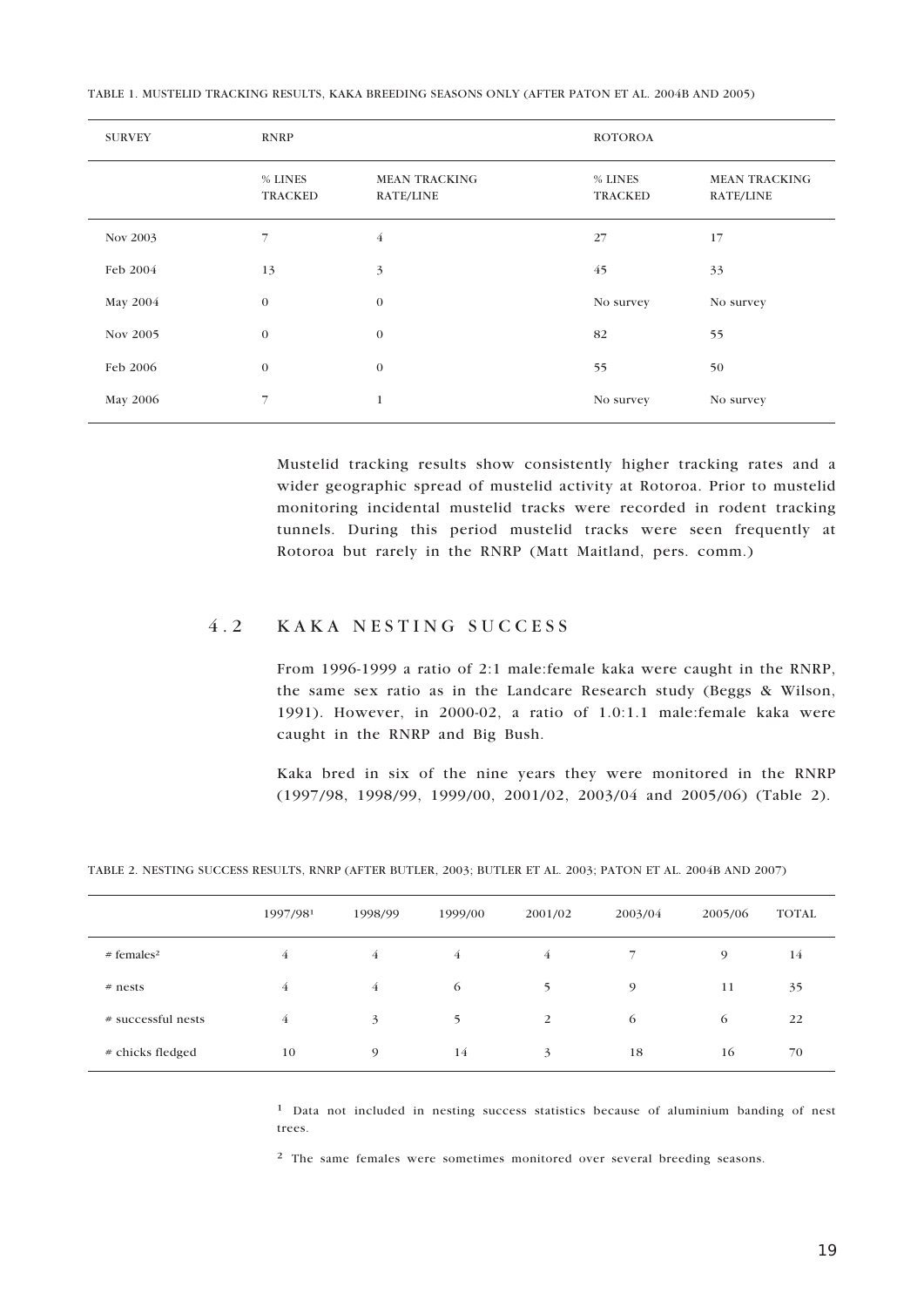TABLE 1. MUSTELID TRACKING RESULTS, KAKA BREEDING SEASONS ONLY (AFTER PATON ET AL. 2004B AND 2005)

| SURVEY | RNRP | | ROTOROA | |
|---|---|---|---|---|
| | % LINES TRACKED | MEAN TRACKING RATE/LINE | % LINES TRACKED | MEAN TRACKING RATE/LINE |
| Nov 2003 | 7 | 4 | 27 | 17 |
| Feb 2004 | 13 | 3 | 45 | 33 |
| May 2004 | 0 | 0 | No survey | No survey |
| Nov 2005 | 0 | 0 | 82 | 55 |
| Feb 2006 | 0 | 0 | 55 | 50 |
| May 2006 | 7 | 1 | No survey | No survey |

Mustelid tracking results show consistently higher tracking rates and a wider geographic spread of mustelid activity at Rotoroa. Prior to mustelid monitoring incidental mustelid tracks were recorded in rodent tracking tunnels. During this period mustelid tracks were seen frequently at Rotoroa but rarely in the RNRP (Matt Maitland, pers. comm.)

## 4.2 KAKA NESTING SUCCESS

From 1996-1999 a ratio of 2:1 male:female kaka were caught in the RNRP, the same sex ratio as in the Landcare Research study (Beggs & Wilson, 1991). However, in 2000-02, a ratio of 1.0:1.1 male:female kaka were caught in the RNRP and Big Bush.

Kaka bred in six of the nine years they were monitored in the RNRP (1997/98, 1998/99, 1999/00, 2001/02, 2003/04 and 2005/06) (Table 2).

TABLE 2. NESTING SUCCESS RESULTS, RNRP (AFTER BUTLER, 2003; BUTLER ET AL. 2003; PATON ET AL. 2004B AND 2007)

| | 1997/98[1] | 1998/99 | 1999/00 | 2001/02 | 2003/04 | 2005/06 | TOTAL |
|---|---|---|---|---|---|---|---|
| # females[2] | 4 | 4 | 4 | 4 | 7 | 9 | 14 |
| # nests | 4 | 4 | 6 | 5 | 9 | 11 | 35 |
| # successful nests | 4 | 3 | 5 | 2 | 6 | 6 | 22 |
| # chicks fledged | 10 | 9 | 14 | 3 | 18 | 16 | 70 |

[1] Data not included in nesting success statistics because of aluminium banding of nest trees.

[2] The same females were sometimes monitored over several breeding seasons.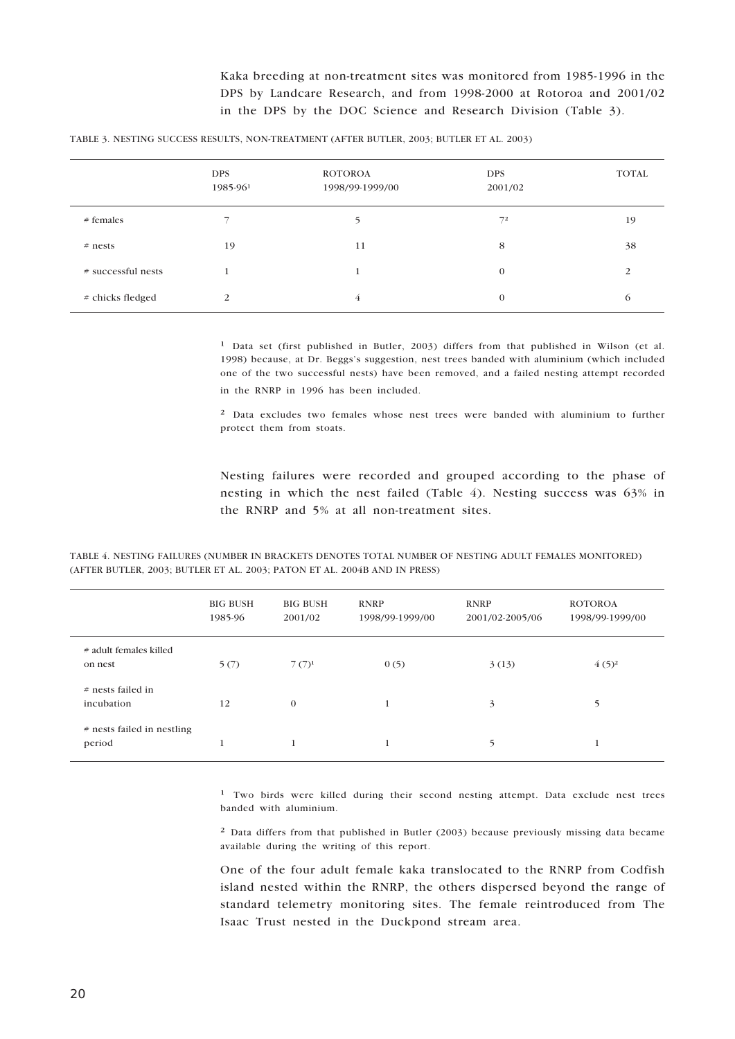Kaka breeding at non-treatment sites was monitored from 1985-1996 in the DPS by Landcare Research, and from 1998-2000 at Rotoroa and 2001/02 in the DPS by the DOC Science and Research Division (Table 3).

TABLE 3. NESTING SUCCESS RESULTS, NON-TREATMENT (AFTER BUTLER, 2003; BUTLER ET AL. 2003)

| | DPS 1985-96[1] | ROTOROA 1998/99-1999/00 | DPS 2001/02 | TOTAL |
|---|---|---|---|---|
| # females | 7 | 5 | 7[2] | 19 |
| # nests | 19 | 11 | 8 | 38 |
| # successful nests | 1 | 1 | 0 | 2 |
| # chicks fledged | 2 | 4 | 0 | 6 |

[1] Data set (first published in Butler, 2003) differs from that published in Wilson (et al. 1998) because, at Dr. Beggs's suggestion, nest trees banded with aluminium (which included one of the two successful nests) have been removed, and a failed nesting attempt recorded in the RNRP in 1996 has been included.

[2] Data excludes two females whose nest trees were banded with aluminium to further protect them from stoats.

Nesting failures were recorded and grouped according to the phase of nesting in which the nest failed (Table 4). Nesting success was 63% in the RNRP and 5% at all non-treatment sites.

TABLE 4. NESTING FAILURES (NUMBER IN BRACKETS DENOTES TOTAL NUMBER OF NESTING ADULT FEMALES MONITORED) (AFTER BUTLER, 2003; BUTLER ET AL. 2003; PATON ET AL. 2004B AND IN PRESS)

| | BIG BUSH 1985-96 | BIG BUSH 2001/02 | RNRP 1998/99-1999/00 | RNRP 2001/02-2005/06 | ROTOROA 1998/99-1999/00 |
|---|---|---|---|---|---|
| # adult females killed on nest | 5 (7) | 7 (7)[1] | 0 (5) | 3 (13) | 4 (5)[2] |
| # nests failed in incubation | 12 | 0 | 1 | 3 | 5 |
| # nests failed in nestling period | 1 | 1 | 1 | 5 | 1 |

[1] Two birds were killed during their second nesting attempt. Data exclude nest trees banded with aluminium.

[2] Data differs from that published in Butler (2003) because previously missing data became available during the writing of this report.

One of the four adult female kaka translocated to the RNRP from Codfish island nested within the RNRP, the others dispersed beyond the range of standard telemetry monitoring sites. The female reintroduced from The Isaac Trust nested in the Duckpond stream area.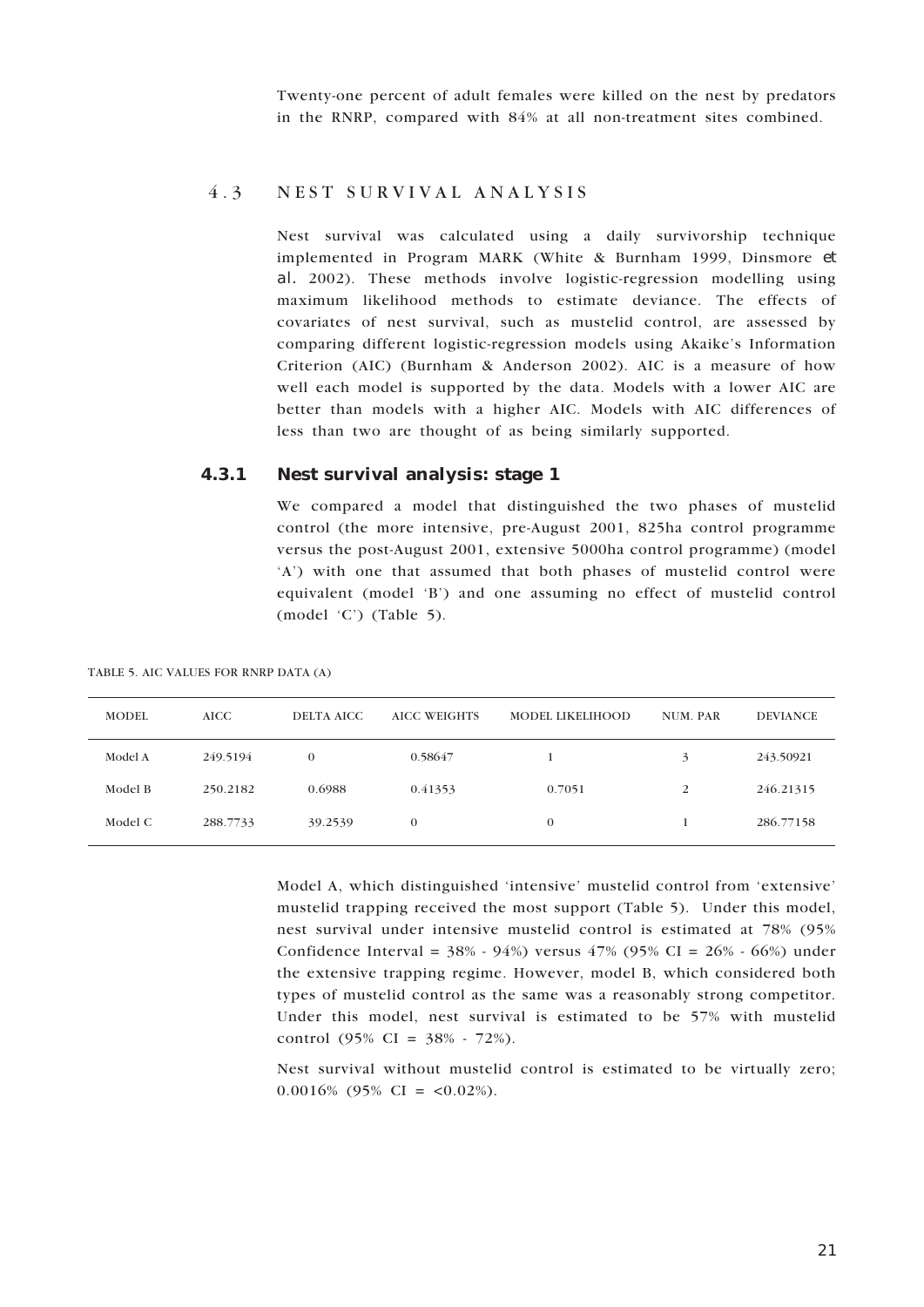Twenty-one percent of adult females were killed on the nest by predators in the RNRP, compared with 84% at all non-treatment sites combined.

## 4.3 NEST SURVIVAL ANALYSIS

Nest survival was calculated using a daily survivorship technique implemented in Program MARK (White & Burnham 1999, Dinsmore *et al.* 2002). These methods involve logistic-regression modelling using maximum likelihood methods to estimate deviance. The effects of covariates of nest survival, such as mustelid control, are assessed by comparing different logistic-regression models using Akaike's Information Criterion (AIC) (Burnham & Anderson 2002). AIC is a measure of how well each model is supported by the data. Models with a lower AIC are better than models with a higher AIC. Models with AIC differences of less than two are thought of as being similarly supported.

### 4.3.1 Nest survival analysis: stage 1

We compared a model that distinguished the two phases of mustelid control (the more intensive, pre-August 2001, 825ha control programme versus the post-August 2001, extensive 5000ha control programme) (model 'A') with one that assumed that both phases of mustelid control were equivalent (model 'B') and one assuming no effect of mustelid control (model 'C') (Table 5).

TABLE 5. AIC VALUES FOR RNRP DATA (A)

| MODEL | AICC | DELTA AICC | AICC WEIGHTS | MODEL LIKELIHOOD | NUM. PAR | DEVIANCE |
|---|---|---|---|---|---|---|
| Model A | 249.5194 | 0 | 0.58647 | 1 | 3 | 243.50921 |
| Model B | 250.2182 | 0.6988 | 0.41353 | 0.7051 | 2 | 246.21315 |
| Model C | 288.7733 | 39.2539 | 0 | 0 | 1 | 286.77158 |

Model A, which distinguished 'intensive' mustelid control from 'extensive' mustelid trapping received the most support (Table 5). Under this model, nest survival under intensive mustelid control is estimated at 78% (95% Confidence Interval = 38% - 94%) versus 47% (95% CI = 26% - 66%) under the extensive trapping regime. However, model B, which considered both types of mustelid control as the same was a reasonably strong competitor. Under this model, nest survival is estimated to be 57% with mustelid control (95% CI = 38% - 72%).

Nest survival without mustelid control is estimated to be virtually zero; 0.0016% (95% CI = <0.02%).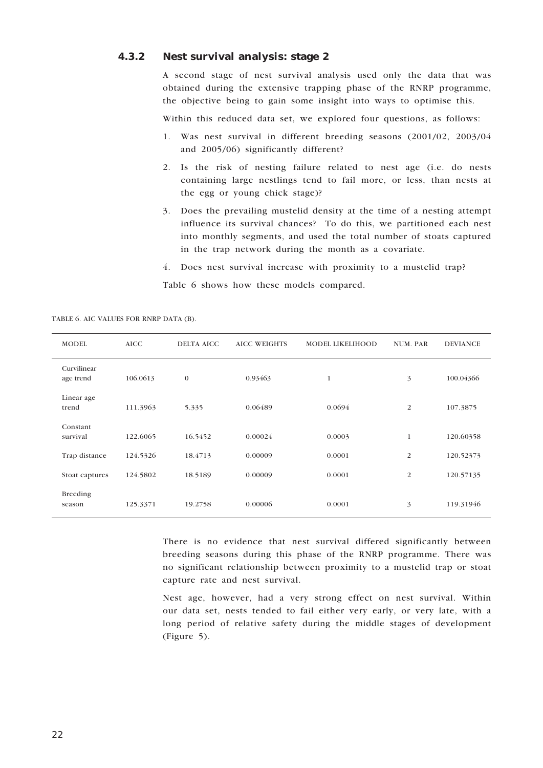### 4.3.2 Nest survival analysis: stage 2

A second stage of nest survival analysis used only the data that was obtained during the extensive trapping phase of the RNRP programme, the objective being to gain some insight into ways to optimise this.

Within this reduced data set, we explored four questions, as follows:

1. Was nest survival in different breeding seasons (2001/02, 2003/04 and 2005/06) significantly different?
2. Is the risk of nesting failure related to nest age (i.e. do nests containing large nestlings tend to fail more, or less, than nests at the egg or young chick stage)?
3. Does the prevailing mustelid density at the time of a nesting attempt influence its survival chances? To do this, we partitioned each nest into monthly segments, and used the total number of stoats captured in the trap network during the month as a covariate.
4. Does nest survival increase with proximity to a mustelid trap?

Table 6 shows how these models compared.

TABLE 6. AIC VALUES FOR RNRP DATA (B).

| MODEL | AICC | DELTA AICC | AICC WEIGHTS | MODEL LIKELIHOOD | NUM. PAR | DEVIANCE |
|---|---|---|---|---|---|---|
| Curvilinear age trend | 106.0613 | 0 | 0.93463 | 1 | 3 | 100.04366 |
| Linear age trend | 111.3963 | 5.335 | 0.06489 | 0.0694 | 2 | 107.3875 |
| Constant survival | 122.6065 | 16.5452 | 0.00024 | 0.0003 | 1 | 120.60358 |
| Trap distance | 124.5326 | 18.4713 | 0.00009 | 0.0001 | 2 | 120.52373 |
| Stoat captures | 124.5802 | 18.5189 | 0.00009 | 0.0001 | 2 | 120.57135 |
| Breeding season | 125.3371 | 19.2758 | 0.00006 | 0.0001 | 3 | 119.31946 |

There is no evidence that nest survival differed significantly between breeding seasons during this phase of the RNRP programme. There was no significant relationship between proximity to a mustelid trap or stoat capture rate and nest survival.

Nest age, however, had a very strong effect on nest survival. Within our data set, nests tended to fail either very early, or very late, with a long period of relative safety during the middle stages of development (Figure 5).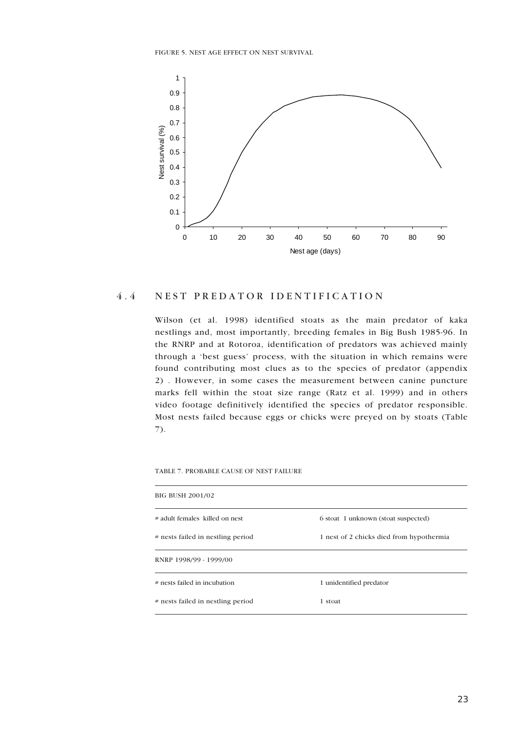FIGURE 5. NEST AGE EFFECT ON NEST SURVIVAL

## 4.4 NEST PREDATOR IDENTIFICATION

Wilson (et al. 1998) identified stoats as the main predator of kaka nestlings and, most importantly, breeding females in Big Bush 1985-96. In the RNRP and at Rotoroa, identification of predators was achieved mainly through a 'best guess' process, with the situation in which remains were found contributing most clues as to the species of predator (appendix 2) . However, in some cases the measurement between canine puncture marks fell within the stoat size range (Ratz et al. 1999) and in others video footage definitively identified the species of predator responsible. Most nests failed because eggs or chicks were preyed on by stoats (Table 7).

TABLE 7. PROBABLE CAUSE OF NEST FAILURE

| BIG BUSH 2001/02 | |
|---|---|
| # adult females killed on nest | 6 stoat 1 unknown (stoat suspected) |
| # nests failed in nestling period | 1 nest of 2 chicks died from hypothermia |
| **RNRP 1998/99 - 1999/00** | |
| # nests failed in incubation | 1 unidentified predator |
| # nests failed in nestling period | 1 stoat |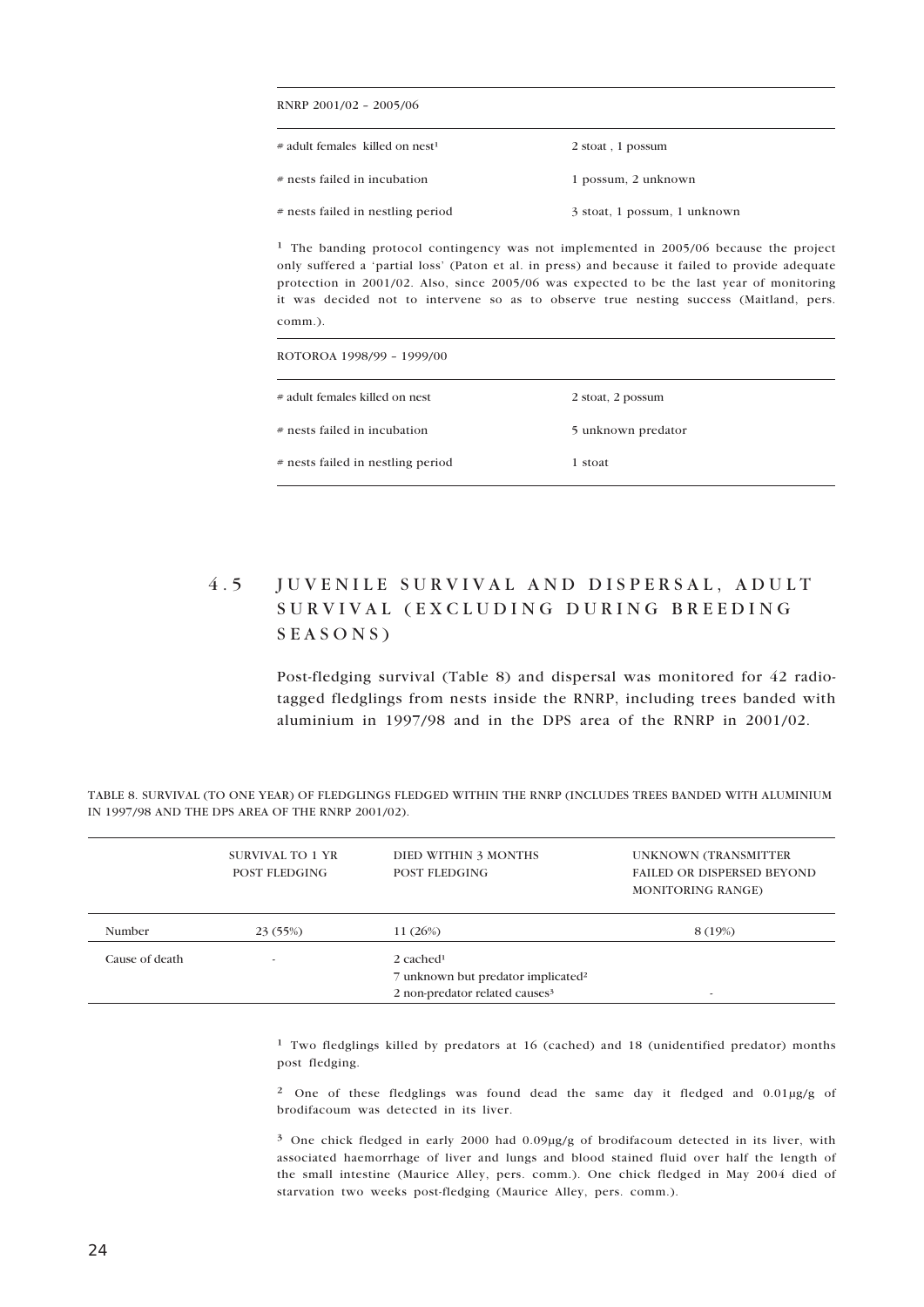| RNRP 2001/02 – 2005/06 | |
|---|---|
| # adult females killed on nest[1] | 2 stoat , 1 possum |
| # nests failed in incubation | 1 possum, 2 unknown |
| # nests failed in nestling period | 3 stoat, 1 possum, 1 unknown |

[1] The banding protocol contingency was not implemented in 2005/06 because the project only suffered a 'partial loss' (Paton et al. in press) and because it failed to provide adequate protection in 2001/02. Also, since 2005/06 was expected to be the last year of monitoring it was decided not to intervene so as to observe true nesting success (Maitland, pers. comm.).

| ROTOROA 1998/99 – 1999/00 | |
|---|---|
| # adult females killed on nest | 2 stoat, 2 possum |
| # nests failed in incubation | 5 unknown predator |
| # nests failed in nestling period | 1 stoat |

## 4.5 JUVENILE SURVIVAL AND DISPERSAL, ADULT SURVIVAL (EXCLUDING DURING BREEDING SEASONS)

Post-fledging survival (Table 8) and dispersal was monitored for 42 radio-tagged fledglings from nests inside the RNRP, including trees banded with aluminium in 1997/98 and in the DPS area of the RNRP in 2001/02.

TABLE 8. SURVIVAL (TO ONE YEAR) OF FLEDGLINGS FLEDGED WITHIN THE RNRP (INCLUDES TREES BANDED WITH ALUMINIUM IN 1997/98 AND THE DPS AREA OF THE RNRP 2001/02).

| | SURVIVAL TO 1 YR POST FLEDGING | DIED WITHIN 3 MONTHS POST FLEDGING | UNKNOWN (TRANSMITTER FAILED OR DISPERSED BEYOND MONITORING RANGE) |
|---|---|---|---|
| Number | 23 (55%) | 11 (26%) | 8 (19%) |
| Cause of death | - | 2 cached[1]<br>7 unknown but predator implicated[2]<br>2 non-predator related causes[3] | - |

[1] Two fledglings killed by predators at 16 (cached) and 18 (unidentified predator) months post fledging.

[2] One of these fledglings was found dead the same day it fledged and 0.01µg/g of brodifacoum was detected in its liver.

[3] One chick fledged in early 2000 had 0.09µg/g of brodifacoum detected in its liver, with associated haemorrhage of liver and lungs and blood stained fluid over half the length of the small intestine (Maurice Alley, pers. comm.). One chick fledged in May 2004 died of starvation two weeks post-fledging (Maurice Alley, pers. comm.).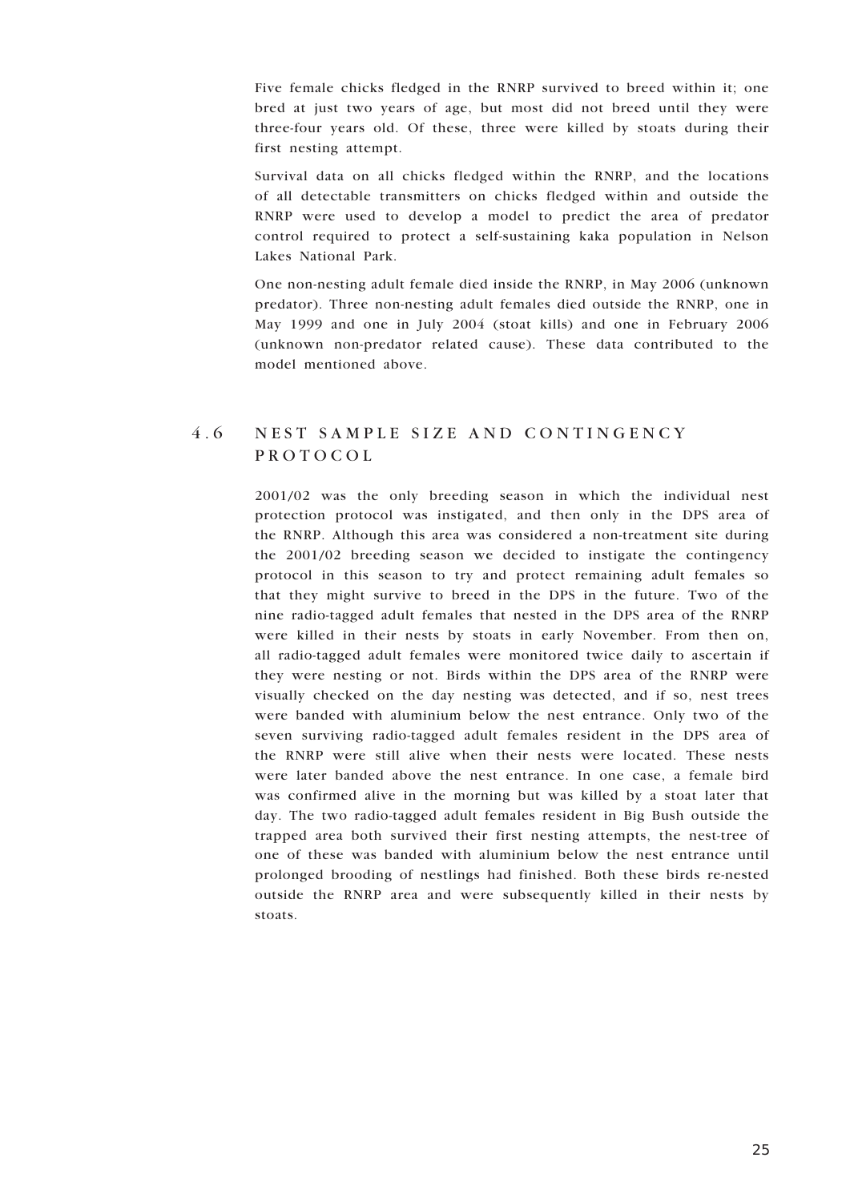Five female chicks fledged in the RNRP survived to breed within it; one bred at just two years of age, but most did not breed until they were three-four years old. Of these, three were killed by stoats during their first nesting attempt.

Survival data on all chicks fledged within the RNRP, and the locations of all detectable transmitters on chicks fledged within and outside the RNRP were used to develop a model to predict the area of predator control required to protect a self-sustaining kaka population in Nelson Lakes National Park.

One non-nesting adult female died inside the RNRP, in May 2006 (unknown predator). Three non-nesting adult females died outside the RNRP, one in May 1999 and one in July 2004 (stoat kills) and one in February 2006 (unknown non-predator related cause). These data contributed to the model mentioned above.

## 4.6 NEST SAMPLE SIZE AND CONTINGENCY PROTOCOL

2001/02 was the only breeding season in which the individual nest protection protocol was instigated, and then only in the DPS area of the RNRP. Although this area was considered a non-treatment site during the 2001/02 breeding season we decided to instigate the contingency protocol in this season to try and protect remaining adult females so that they might survive to breed in the DPS in the future. Two of the nine radio-tagged adult females that nested in the DPS area of the RNRP were killed in their nests by stoats in early November. From then on, all radio-tagged adult females were monitored twice daily to ascertain if they were nesting or not. Birds within the DPS area of the RNRP were visually checked on the day nesting was detected, and if so, nest trees were banded with aluminium below the nest entrance. Only two of the seven surviving radio-tagged adult females resident in the DPS area of the RNRP were still alive when their nests were located. These nests were later banded above the nest entrance. In one case, a female bird was confirmed alive in the morning but was killed by a stoat later that day. The two radio-tagged adult females resident in Big Bush outside the trapped area both survived their first nesting attempts, the nest-tree of one of these was banded with aluminium below the nest entrance until prolonged brooding of nestlings had finished. Both these birds re-nested outside the RNRP area and were subsequently killed in their nests by stoats.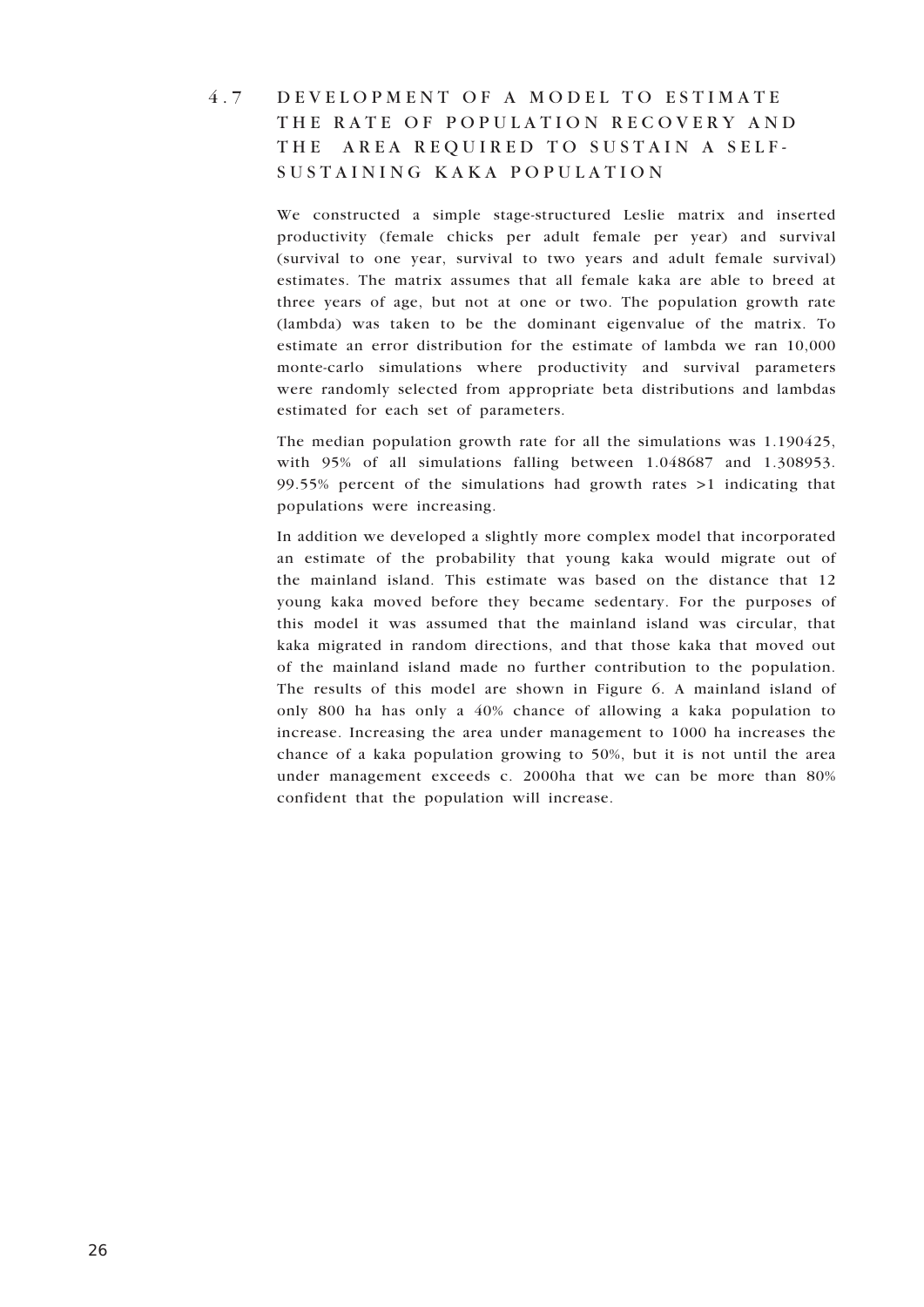## 4.7 DEVELOPMENT OF A MODEL TO ESTIMATE THE RATE OF POPULATION RECOVERY AND THE AREA REQUIRED TO SUSTAIN A SELF-SUSTAINING KAKA POPULATION

We constructed a simple stage-structured Leslie matrix and inserted productivity (female chicks per adult female per year) and survival (survival to one year, survival to two years and adult female survival) estimates. The matrix assumes that all female kaka are able to breed at three years of age, but not at one or two. The population growth rate (lambda) was taken to be the dominant eigenvalue of the matrix. To estimate an error distribution for the estimate of lambda we ran 10,000 monte-carlo simulations where productivity and survival parameters were randomly selected from appropriate beta distributions and lambdas estimated for each set of parameters.

The median population growth rate for all the simulations was 1.190425, with 95% of all simulations falling between 1.048687 and 1.308953. 99.55% percent of the simulations had growth rates >1 indicating that populations were increasing.

In addition we developed a slightly more complex model that incorporated an estimate of the probability that young kaka would migrate out of the mainland island. This estimate was based on the distance that 12 young kaka moved before they became sedentary. For the purposes of this model it was assumed that the mainland island was circular, that kaka migrated in random directions, and that those kaka that moved out of the mainland island made no further contribution to the population. The results of this model are shown in Figure 6. A mainland island of only 800 ha has only a 40% chance of allowing a kaka population to increase. Increasing the area under management to 1000 ha increases the chance of a kaka population growing to 50%, but it is not until the area under management exceeds c. 2000ha that we can be more than 80% confident that the population will increase.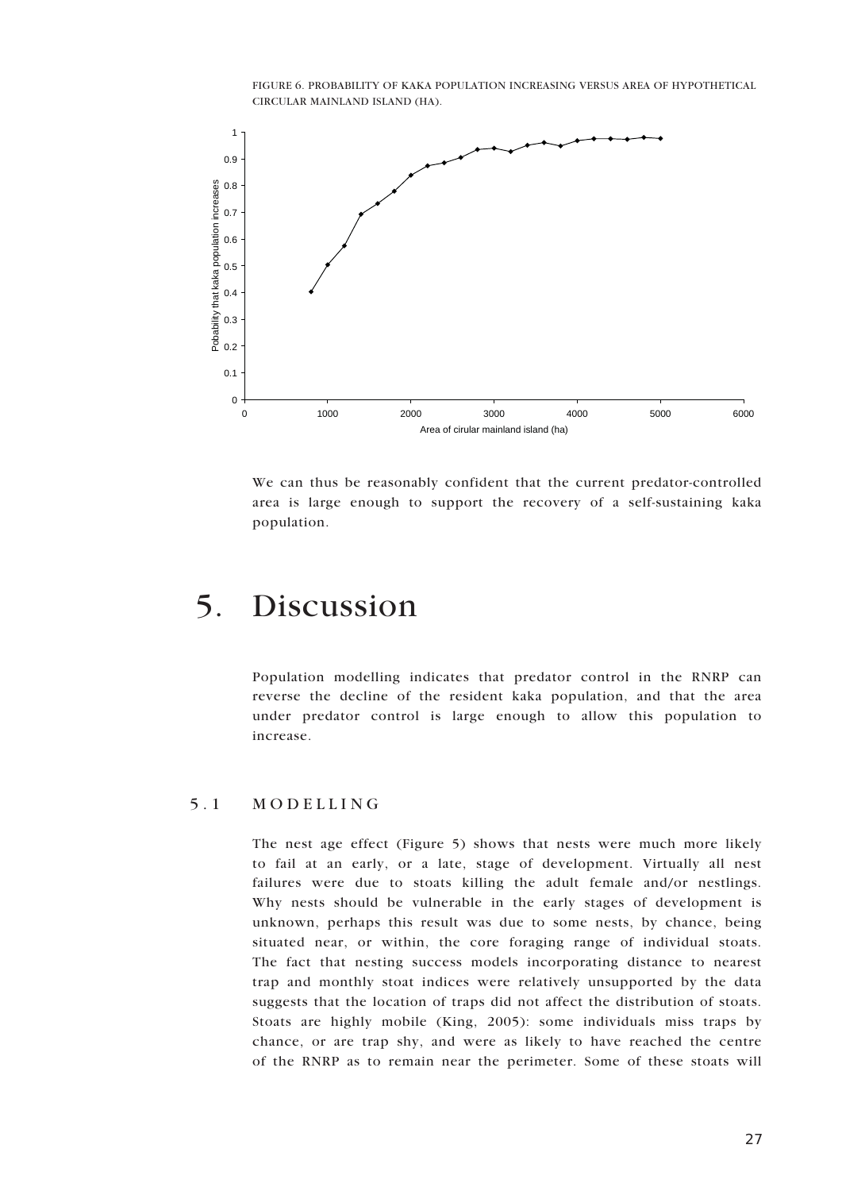FIGURE 6. PROBABILITY OF KAKA POPULATION INCREASING VERSUS AREA OF HYPOTHETICAL CIRCULAR MAINLAND ISLAND (HA).

We can thus be reasonably confident that the current predator-controlled area is large enough to support the recovery of a self-sustaining kaka population.

# 5. Discussion

Population modelling indicates that predator control in the RNRP can reverse the decline of the resident kaka population, and that the area under predator control is large enough to allow this population to increase.

## 5.1 MODELLING

The nest age effect (Figure 5) shows that nests were much more likely to fail at an early, or a late, stage of development. Virtually all nest failures were due to stoats killing the adult female and/or nestlings. Why nests should be vulnerable in the early stages of development is unknown, perhaps this result was due to some nests, by chance, being situated near, or within, the core foraging range of individual stoats. The fact that nesting success models incorporating distance to nearest trap and monthly stoat indices were relatively unsupported by the data suggests that the location of traps did not affect the distribution of stoats. Stoats are highly mobile (King, 2005): some individuals miss traps by chance, or are trap shy, and were as likely to have reached the centre of the RNRP as to remain near the perimeter. Some of these stoats will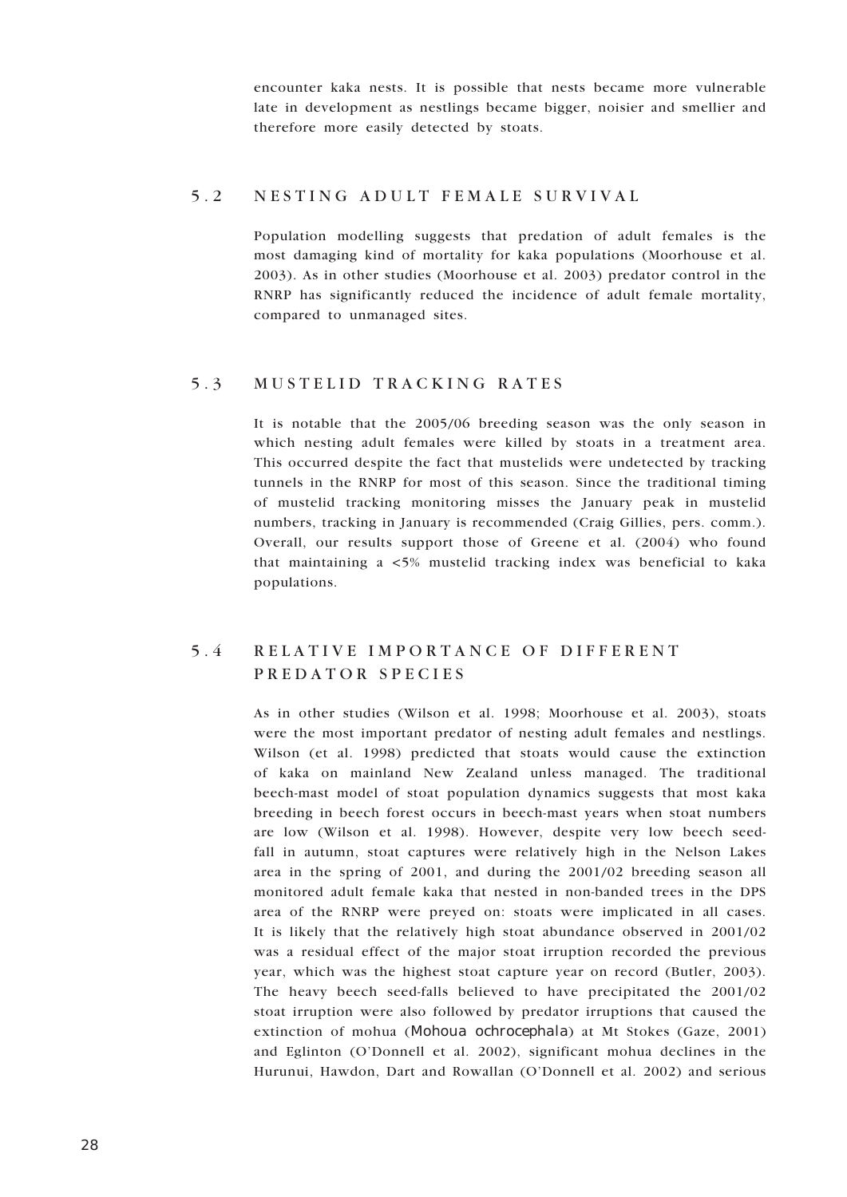encounter kaka nests. It is possible that nests became more vulnerable late in development as nestlings became bigger, noisier and smellier and therefore more easily detected by stoats.

## 5.2 NESTING ADULT FEMALE SURVIVAL

Population modelling suggests that predation of adult females is the most damaging kind of mortality for kaka populations (Moorhouse et al. 2003). As in other studies (Moorhouse et al. 2003) predator control in the RNRP has significantly reduced the incidence of adult female mortality, compared to unmanaged sites.

## 5.3 MUSTELID TRACKING RATES

It is notable that the 2005/06 breeding season was the only season in which nesting adult females were killed by stoats in a treatment area. This occurred despite the fact that mustelids were undetected by tracking tunnels in the RNRP for most of this season. Since the traditional timing of mustelid tracking monitoring misses the January peak in mustelid numbers, tracking in January is recommended (Craig Gillies, pers. comm.). Overall, our results support those of Greene et al. (2004) who found that maintaining a <5% mustelid tracking index was beneficial to kaka populations.

## 5.4 RELATIVE IMPORTANCE OF DIFFERENT PREDATOR SPECIES

As in other studies (Wilson et al. 1998; Moorhouse et al. 2003), stoats were the most important predator of nesting adult females and nestlings. Wilson (et al. 1998) predicted that stoats would cause the extinction of kaka on mainland New Zealand unless managed. The traditional beech-mast model of stoat population dynamics suggests that most kaka breeding in beech forest occurs in beech-mast years when stoat numbers are low (Wilson et al. 1998). However, despite very low beech seed-fall in autumn, stoat captures were relatively high in the Nelson Lakes area in the spring of 2001, and during the 2001/02 breeding season all monitored adult female kaka that nested in non-banded trees in the DPS area of the RNRP were preyed on: stoats were implicated in all cases. It is likely that the relatively high stoat abundance observed in 2001/02 was a residual effect of the major stoat irruption recorded the previous year, which was the highest stoat capture year on record (Butler, 2003). The heavy beech seed-falls believed to have precipitated the 2001/02 stoat irruption were also followed by predator irruptions that caused the extinction of mohua (*Mohoua ochrocephala*) at Mt Stokes (Gaze, 2001) and Eglinton (O'Donnell et al. 2002), significant mohua declines in the Hurunui, Hawdon, Dart and Rowallan (O'Donnell et al. 2002) and serious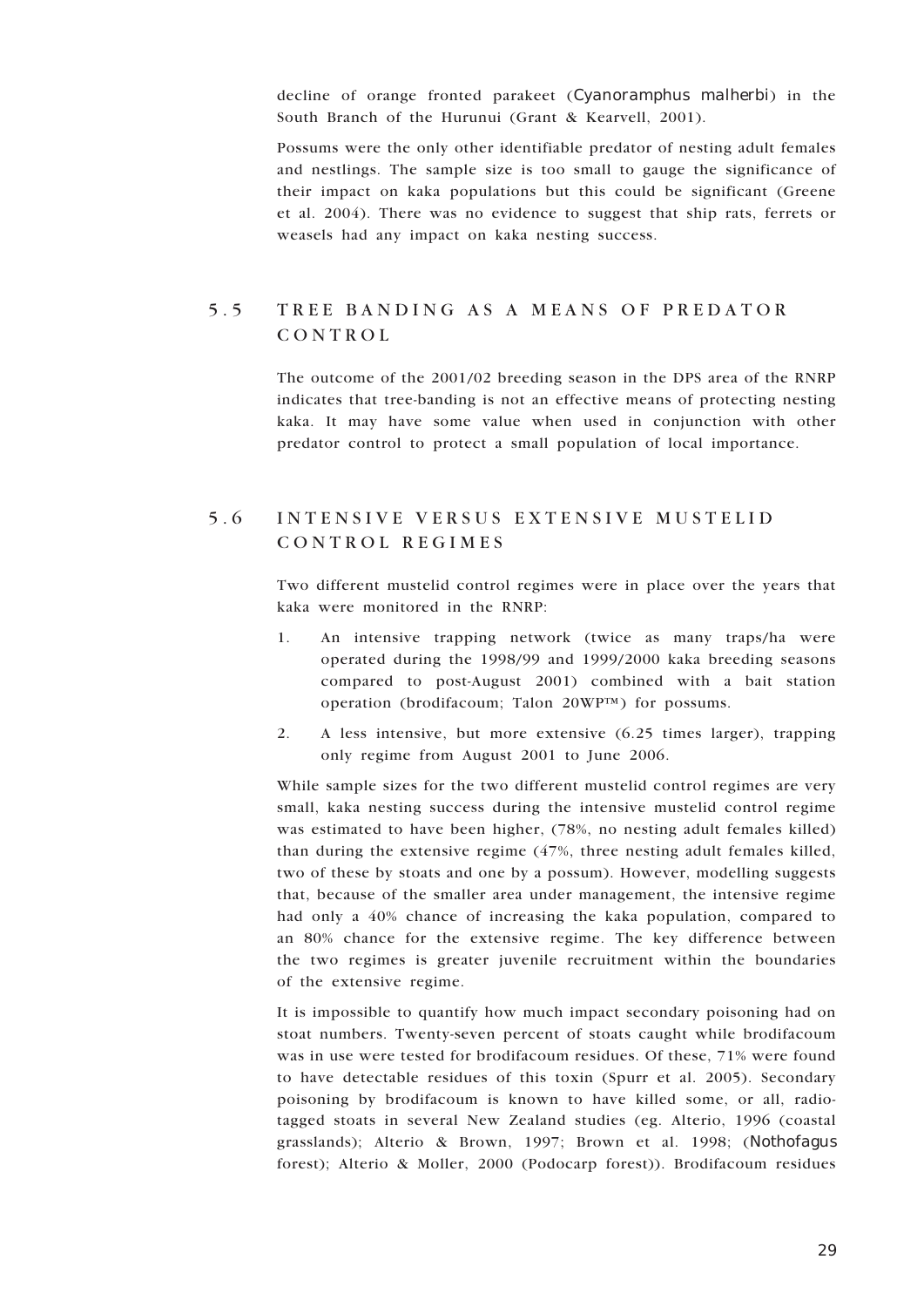decline of orange fronted parakeet (*Cyanoramphus malherbi*) in the South Branch of the Hurunui (Grant & Kearvell, 2001).

Possums were the only other identifiable predator of nesting adult females and nestlings. The sample size is too small to gauge the significance of their impact on kaka populations but this could be significant (Greene et al. 2004). There was no evidence to suggest that ship rats, ferrets or weasels had any impact on kaka nesting success.

## 5.5 TREE BANDING AS A MEANS OF PREDATOR CONTROL

The outcome of the 2001/02 breeding season in the DPS area of the RNRP indicates that tree-banding is not an effective means of protecting nesting kaka. It may have some value when used in conjunction with other predator control to protect a small population of local importance.

## 5.6 INTENSIVE VERSUS EXTENSIVE MUSTELID CONTROL REGIMES

Two different mustelid control regimes were in place over the years that kaka were monitored in the RNRP:

1. An intensive trapping network (twice as many traps/ha were operated during the 1998/99 and 1999/2000 kaka breeding seasons compared to post-August 2001) combined with a bait station operation (brodifacoum; Talon 20WP™) for possums.
2. A less intensive, but more extensive (6.25 times larger), trapping only regime from August 2001 to June 2006.

While sample sizes for the two different mustelid control regimes are very small, kaka nesting success during the intensive mustelid control regime was estimated to have been higher, (78%, no nesting adult females killed) than during the extensive regime (47%, three nesting adult females killed, two of these by stoats and one by a possum). However, modelling suggests that, because of the smaller area under management, the intensive regime had only a 40% chance of increasing the kaka population, compared to an 80% chance for the extensive regime. The key difference between the two regimes is greater juvenile recruitment within the boundaries of the extensive regime.

It is impossible to quantify how much impact secondary poisoning had on stoat numbers. Twenty-seven percent of stoats caught while brodifacoum was in use were tested for brodifacoum residues. Of these, 71% were found to have detectable residues of this toxin (Spurr et al. 2005). Secondary poisoning by brodifacoum is known to have killed some, or all, radio-tagged stoats in several New Zealand studies (eg. Alterio, 1996 (coastal grasslands); Alterio & Brown, 1997; Brown et al. 1998; (*Nothofagus* forest); Alterio & Moller, 2000 (Podocarp forest)). Brodifacoum residues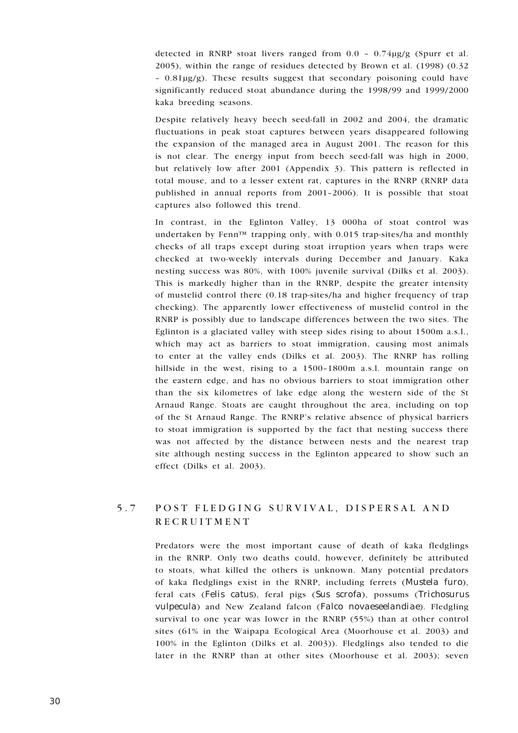detected in RNRP stoat livers ranged from 0.0 – 0.74μg/g (Spurr et al. 2005), within the range of residues detected by Brown et al. (1998) (0.32 – 0.81μg/g). These results suggest that secondary poisoning could have significantly reduced stoat abundance during the 1998/99 and 1999/2000 kaka breeding seasons.

Despite relatively heavy beech seed-fall in 2002 and 2004, the dramatic fluctuations in peak stoat captures between years disappeared following the expansion of the managed area in August 2001. The reason for this is not clear. The energy input from beech seed-fall was high in 2000, but relatively low after 2001 (Appendix 3). This pattern is reflected in total mouse, and to a lesser extent rat, captures in the RNRP (RNRP data published in annual reports from 2001–2006). It is possible that stoat captures also followed this trend.

In contrast, in the Eglinton Valley, 13 000ha of stoat control was undertaken by Fenn™ trapping only, with 0.015 trap-sites/ha and monthly checks of all traps except during stoat irruption years when traps were checked at two-weekly intervals during December and January. Kaka nesting success was 80%, with 100% juvenile survival (Dilks et al. 2003). This is markedly higher than in the RNRP, despite the greater intensity of mustelid control there (0.18 trap-sites/ha and higher frequency of trap checking). The apparently lower effectiveness of mustelid control in the RNRP is possibly due to landscape differences between the two sites. The Eglinton is a glaciated valley with steep sides rising to about 1500m a.s.l., which may act as barriers to stoat immigration, causing most animals to enter at the valley ends (Dilks et al. 2003). The RNRP has rolling hillside in the west, rising to a 1500–1800m a.s.l. mountain range on the eastern edge, and has no obvious barriers to stoat immigration other than the six kilometres of lake edge along the western side of the St Arnaud Range. Stoats are caught throughout the area, including on top of the St Arnaud Range. The RNRP's relative absence of physical barriers to stoat immigration is supported by the fact that nesting success there was not affected by the distance between nests and the nearest trap site although nesting success in the Eglinton appeared to show such an effect (Dilks et al. 2003).

## 5.7 POST FLEDGING SURVIVAL, DISPERSAL AND RECRUITMENT

Predators were the most important cause of death of kaka fledglings in the RNRP. Only two deaths could, however, definitely be attributed to stoats, what killed the others is unknown. Many potential predators of kaka fledglings exist in the RNRP, including ferrets (*Mustela furo*), feral cats (*Felis catus*), feral pigs (*Sus scrofa*), possums (*Trichosurus vulpecula*) and New Zealand falcon (*Falco novaeseelandiae*). Fledgling survival to one year was lower in the RNRP (55%) than at other control sites (61% in the Waipapa Ecological Area (Moorhouse et al. 2003) and 100% in the Eglinton (Dilks et al. 2003)). Fledglings also tended to die later in the RNRP than at other sites (Moorhouse et al. 2003); seven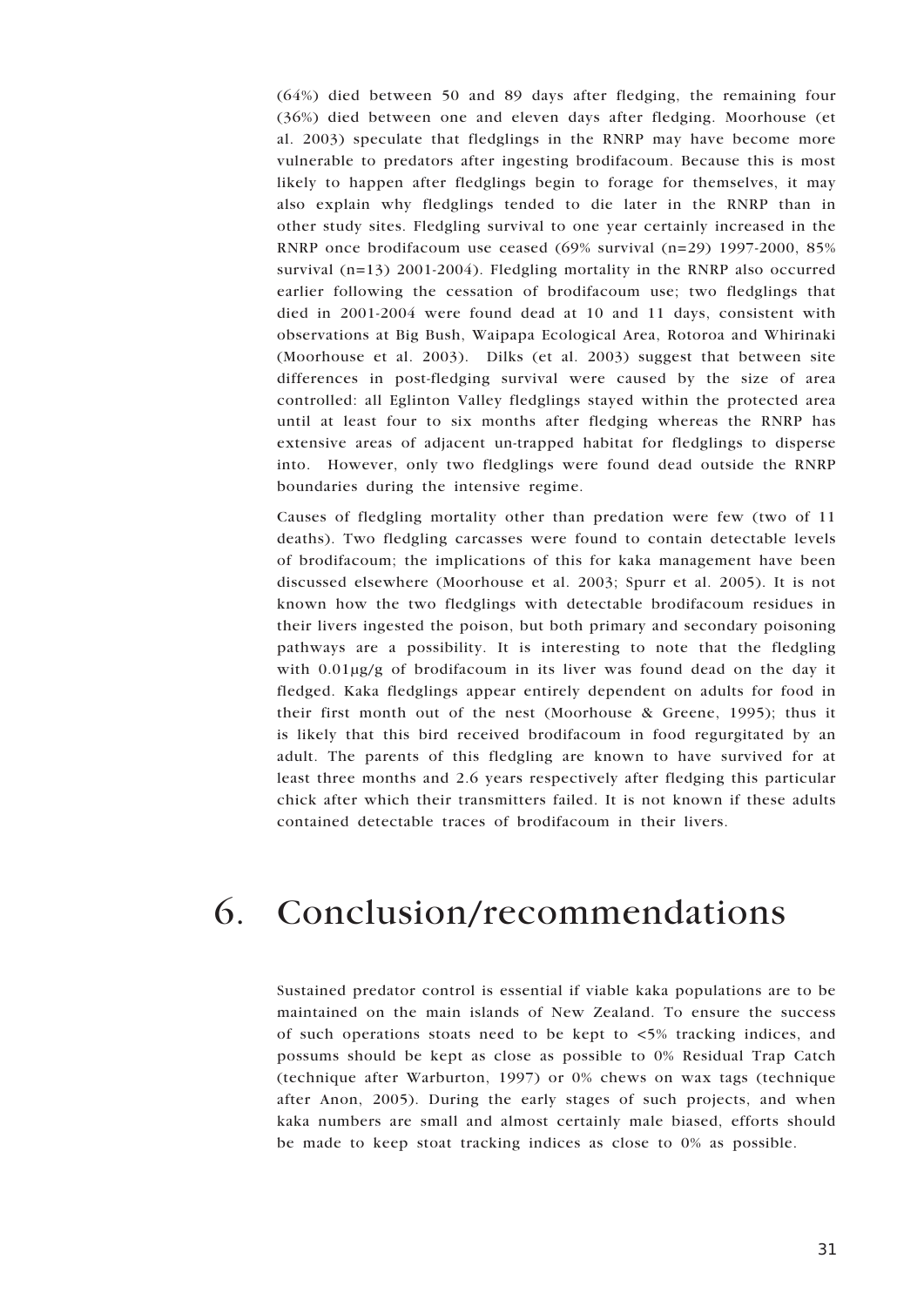(64%) died between 50 and 89 days after fledging, the remaining four (36%) died between one and eleven days after fledging. Moorhouse (et al. 2003) speculate that fledglings in the RNRP may have become more vulnerable to predators after ingesting brodifacoum. Because this is most likely to happen after fledglings begin to forage for themselves, it may also explain why fledglings tended to die later in the RNRP than in other study sites. Fledgling survival to one year certainly increased in the RNRP once brodifacoum use ceased (69% survival (n=29) 1997-2000, 85% survival (n=13) 2001-2004). Fledgling mortality in the RNRP also occurred earlier following the cessation of brodifacoum use; two fledglings that died in 2001-2004 were found dead at 10 and 11 days, consistent with observations at Big Bush, Waipapa Ecological Area, Rotoroa and Whirinaki (Moorhouse et al. 2003). Dilks (et al. 2003) suggest that between site differences in post-fledging survival were caused by the size of area controlled: all Eglinton Valley fledglings stayed within the protected area until at least four to six months after fledging whereas the RNRP has extensive areas of adjacent un-trapped habitat for fledglings to disperse into. However, only two fledglings were found dead outside the RNRP boundaries during the intensive regime.

Causes of fledgling mortality other than predation were few (two of 11 deaths). Two fledgling carcasses were found to contain detectable levels of brodifacoum; the implications of this for kaka management have been discussed elsewhere (Moorhouse et al. 2003; Spurr et al. 2005). It is not known how the two fledglings with detectable brodifacoum residues in their livers ingested the poison, but both primary and secondary poisoning pathways are a possibility. It is interesting to note that the fledgling with 0.01µg/g of brodifacoum in its liver was found dead on the day it fledged. Kaka fledglings appear entirely dependent on adults for food in their first month out of the nest (Moorhouse & Greene, 1995); thus it is likely that this bird received brodifacoum in food regurgitated by an adult. The parents of this fledgling are known to have survived for at least three months and 2.6 years respectively after fledging this particular chick after which their transmitters failed. It is not known if these adults contained detectable traces of brodifacoum in their livers.

# 6. Conclusion/recommendations

Sustained predator control is essential if viable kaka populations are to be maintained on the main islands of New Zealand. To ensure the success of such operations stoats need to be kept to <5% tracking indices, and possums should be kept as close as possible to 0% Residual Trap Catch (technique after Warburton, 1997) or 0% chews on wax tags (technique after Anon, 2005). During the early stages of such projects, and when kaka numbers are small and almost certainly male biased, efforts should be made to keep stoat tracking indices as close to 0% as possible.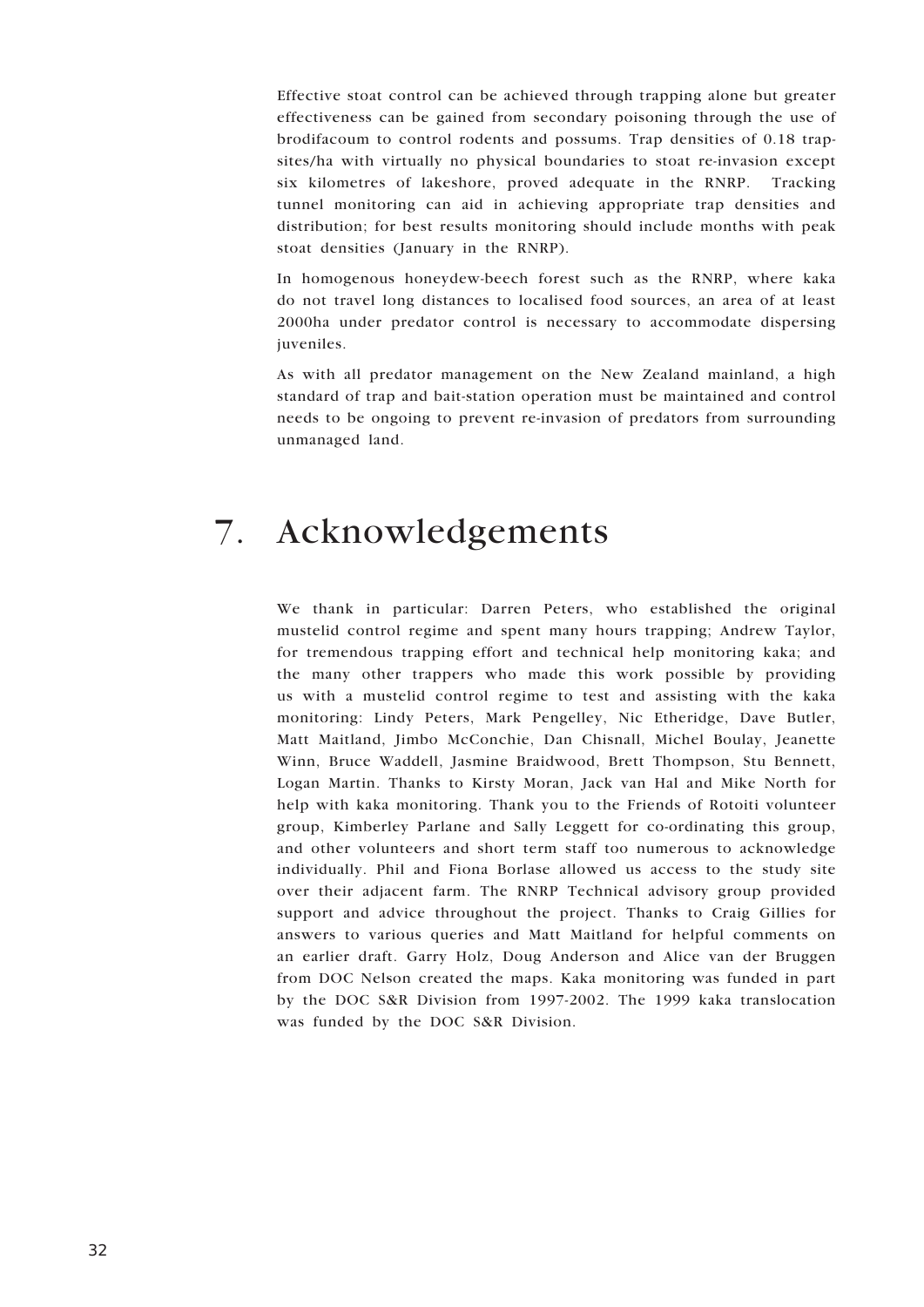Effective stoat control can be achieved through trapping alone but greater effectiveness can be gained from secondary poisoning through the use of brodifacoum to control rodents and possums. Trap densities of 0.18 trap-sites/ha with virtually no physical boundaries to stoat re-invasion except six kilometres of lakeshore, proved adequate in the RNRP. Tracking tunnel monitoring can aid in achieving appropriate trap densities and distribution; for best results monitoring should include months with peak stoat densities (January in the RNRP).

In homogenous honeydew-beech forest such as the RNRP, where kaka do not travel long distances to localised food sources, an area of at least 2000ha under predator control is necessary to accommodate dispersing juveniles.

As with all predator management on the New Zealand mainland, a high standard of trap and bait-station operation must be maintained and control needs to be ongoing to prevent re-invasion of predators from surrounding unmanaged land.

# 7. Acknowledgements

We thank in particular: Darren Peters, who established the original mustelid control regime and spent many hours trapping; Andrew Taylor, for tremendous trapping effort and technical help monitoring kaka; and the many other trappers who made this work possible by providing us with a mustelid control regime to test and assisting with the kaka monitoring: Lindy Peters, Mark Pengelley, Nic Etheridge, Dave Butler, Matt Maitland, Jimbo McConchie, Dan Chisnall, Michel Boulay, Jeanette Winn, Bruce Waddell, Jasmine Braidwood, Brett Thompson, Stu Bennett, Logan Martin. Thanks to Kirsty Moran, Jack van Hal and Mike North for help with kaka monitoring. Thank you to the Friends of Rotoiti volunteer group, Kimberley Parlane and Sally Leggett for co-ordinating this group, and other volunteers and short term staff too numerous to acknowledge individually. Phil and Fiona Borlase allowed us access to the study site over their adjacent farm. The RNRP Technical advisory group provided support and advice throughout the project. Thanks to Craig Gillies for answers to various queries and Matt Maitland for helpful comments on an earlier draft. Garry Holz, Doug Anderson and Alice van der Bruggen from DOC Nelson created the maps. Kaka monitoring was funded in part by the DOC S&R Division from 1997-2002. The 1999 kaka translocation was funded by the DOC S&R Division.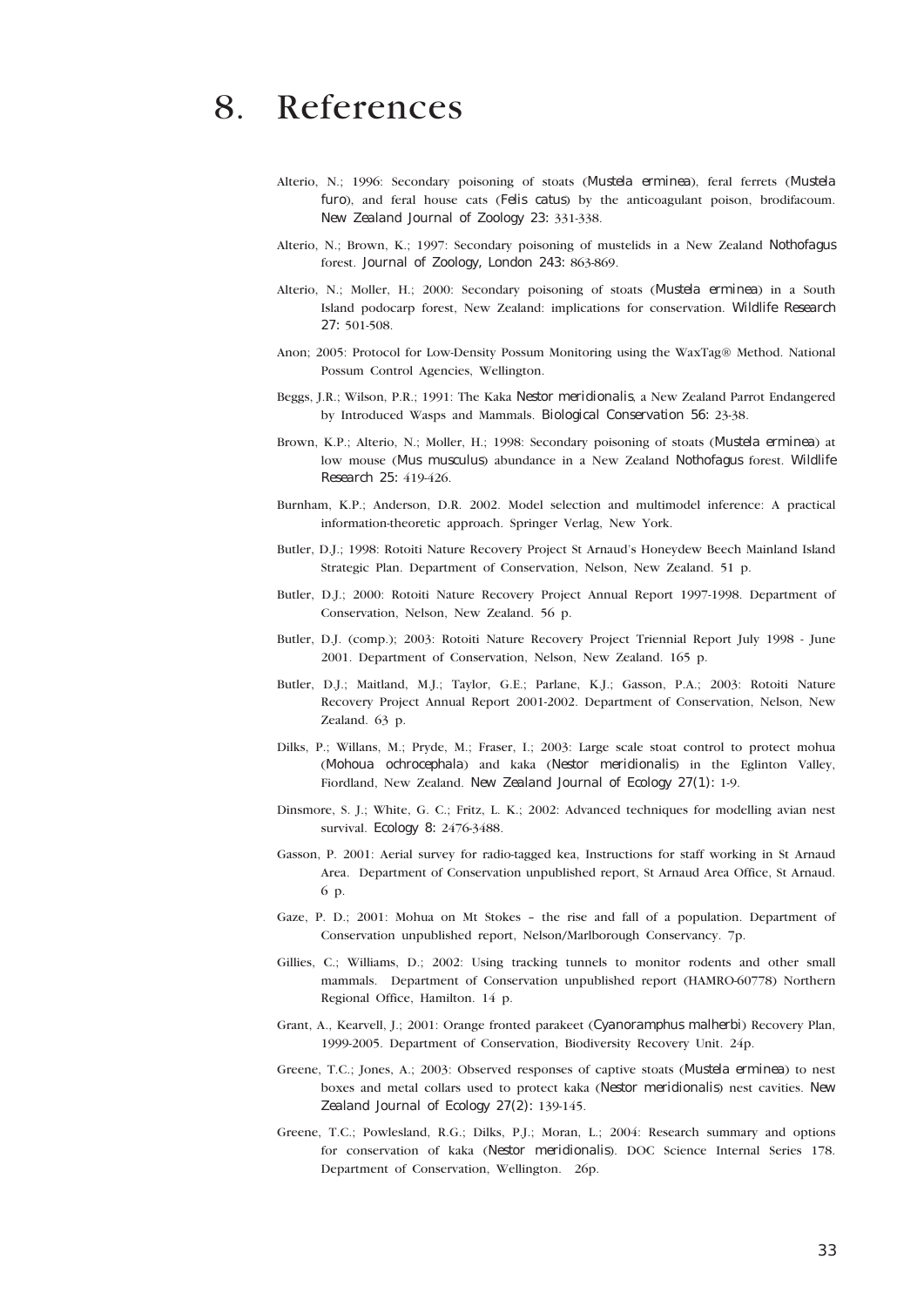# 8. References

Alterio, N.; 1996: Secondary poisoning of stoats (*Mustela erminea*), feral ferrets (*Mustela furo*), and feral house cats (*Felis catus*) by the anticoagulant poison, brodifacoum. *New Zealand Journal of Zoology 23:* 331-338.

Alterio, N.; Brown, K.; 1997: Secondary poisoning of mustelids in a New Zealand *Nothofagus* forest. *Journal of Zoology, London 243:* 863-869.

Alterio, N.; Moller, H.; 2000: Secondary poisoning of stoats (*Mustela erminea*) in a South Island podocarp forest, New Zealand: implications for conservation. *Wildlife Research 27:* 501-508.

Anon; 2005: Protocol for Low-Density Possum Monitoring using the WaxTag® Method. National Possum Control Agencies, Wellington.

Beggs, J.R.; Wilson, P.R.; 1991: The Kaka *Nestor meridionalis*, a New Zealand Parrot Endangered by Introduced Wasps and Mammals. *Biological Conservation 56:* 23-38.

Brown, K.P.; Alterio, N.; Moller, H.; 1998: Secondary poisoning of stoats (*Mustela erminea*) at low mouse (*Mus musculus*) abundance in a New Zealand *Nothofagus* forest. *Wildlife Research 25:* 419-426.

Burnham, K.P.; Anderson, D.R. 2002. Model selection and multimodel inference: A practical information-theoretic approach. Springer Verlag, New York.

Butler, D.J.; 1998: Rotoiti Nature Recovery Project St Arnaud's Honeydew Beech Mainland Island Strategic Plan. Department of Conservation, Nelson, New Zealand. 51 p.

Butler, D.J.; 2000: Rotoiti Nature Recovery Project Annual Report 1997-1998. Department of Conservation, Nelson, New Zealand. 56 p.

Butler, D.J. (comp.); 2003: Rotoiti Nature Recovery Project Triennial Report July 1998 - June 2001. Department of Conservation, Nelson, New Zealand. 165 p.

Butler, D.J.; Maitland, M.J.; Taylor, G.E.; Parlane, K.J.; Gasson, P.A.; 2003: Rotoiti Nature Recovery Project Annual Report 2001-2002. Department of Conservation, Nelson, New Zealand. 63 p.

Dilks, P.; Willans, M.; Pryde, M.; Fraser, I.; 2003: Large scale stoat control to protect mohua (*Mohoua ochrocephala*) and kaka (*Nestor meridionalis*) in the Eglinton Valley, Fiordland, New Zealand. *New Zealand Journal of Ecology 27(1):* 1-9.

Dinsmore, S. J.; White, G. C.; Fritz, L. K.; 2002: Advanced techniques for modelling avian nest survival. *Ecology 8:* 2476-3488.

Gasson, P. 2001: Aerial survey for radio-tagged kea, Instructions for staff working in St Arnaud Area. Department of Conservation unpublished report, St Arnaud Area Office, St Arnaud. 6 p.

Gaze, P. D.; 2001: Mohua on Mt Stokes – the rise and fall of a population. Department of Conservation unpublished report, Nelson/Marlborough Conservancy. 7p.

Gillies, C.; Williams, D.; 2002: Using tracking tunnels to monitor rodents and other small mammals. Department of Conservation unpublished report (HAMRO-60778) Northern Regional Office, Hamilton. 14 p.

Grant, A., Kearvell, J.; 2001: Orange fronted parakeet (*Cyanoramphus malherbi*) Recovery Plan, 1999-2005. Department of Conservation, Biodiversity Recovery Unit. 24p.

Greene, T.C.; Jones, A.; 2003: Observed responses of captive stoats (*Mustela erminea*) to nest boxes and metal collars used to protect kaka (*Nestor meridionalis*) nest cavities. *New Zealand Journal of Ecology 27(2):* 139-145.

Greene, T.C.; Powlesland, R.G.; Dilks, P.J.; Moran, L.; 2004: Research summary and options for conservation of kaka (*Nestor meridionalis*). DOC Science Internal Series 178. Department of Conservation, Wellington. 26p.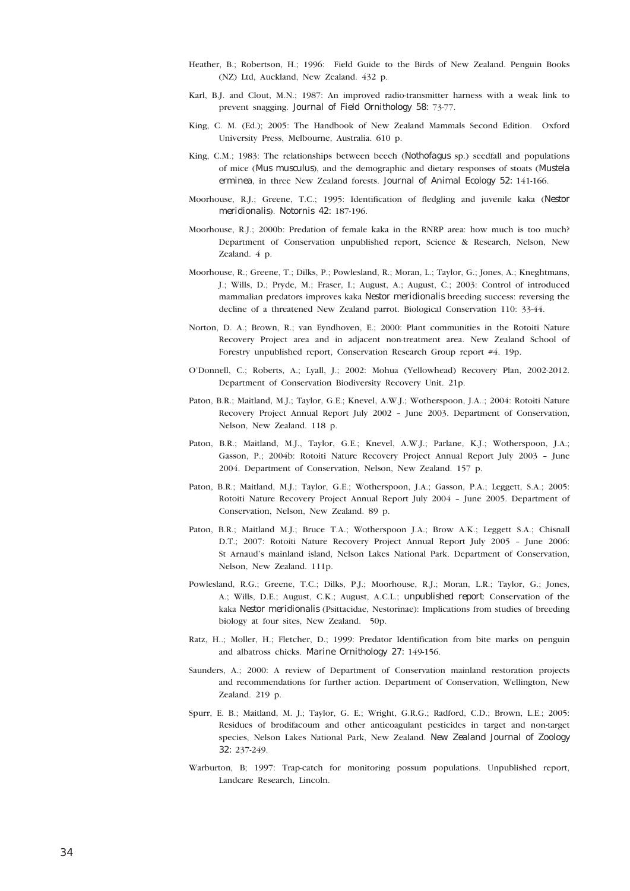Heather, B.; Robertson, H.; 1996: Field Guide to the Birds of New Zealand. Penguin Books (NZ) Ltd, Auckland, New Zealand. 432 p.

Karl, B.J. and Clout, M.N.; 1987: An improved radio-transmitter harness with a weak link to prevent snagging. *Journal of Field Ornithology 58:* 73-77.

King, C. M. (Ed.); 2005: The Handbook of New Zealand Mammals Second Edition. Oxford University Press, Melbourne, Australia. 610 p.

King, C.M.; 1983: The relationships between beech (*Nothofagus* sp.) seedfall and populations of mice (*Mus musculus*), and the demographic and dietary responses of stoats (*Mustela erminea*, in three New Zealand forests. *Journal of Animal Ecology 52:* 141-166.

Moorhouse, R.J.; Greene, T.C.; 1995: Identification of fledgling and juvenile kaka (*Nestor meridionalis*). *Notornis 42:* 187-196.

Moorhouse, R.J.; 2000b: Predation of female kaka in the RNRP area: how much is too much? Department of Conservation unpublished report, Science & Research, Nelson, New Zealand. 4 p.

Moorhouse, R.; Greene, T.; Dilks, P.; Powlesland, R.; Moran, L.; Taylor, G.; Jones, A.; Kneghtmans, J.; Wills, D.; Pryde, M.; Fraser, I.; August, A.; August, C.; 2003: Control of introduced mammalian predators improves kaka *Nestor meridionalis* breeding success: reversing the decline of a threatened New Zealand parrot. Biological Conservation 110: 33-44.

Norton, D. A.; Brown, R.; van Eyndhoven, E.; 2000: Plant communities in the Rotoiti Nature Recovery Project area and in adjacent non-treatment area. New Zealand School of Forestry unpublished report, Conservation Research Group report #4. 19p.

O'Donnell, C.; Roberts, A.; Lyall, J.; 2002: Mohua (Yellowhead) Recovery Plan, 2002-2012. Department of Conservation Biodiversity Recovery Unit. 21p.

Paton, B.R.; Maitland, M.J.; Taylor, G.E.; Knevel, A.W.J.; Wotherspoon, J.A..; 2004: Rotoiti Nature Recovery Project Annual Report July 2002 – June 2003. Department of Conservation, Nelson, New Zealand. 118 p.

Paton, B.R.; Maitland, M.J., Taylor, G.E.; Knevel, A.W.J.; Parlane, K.J.; Wotherspoon, J.A.; Gasson, P.; 2004b: Rotoiti Nature Recovery Project Annual Report July 2003 – June 2004. Department of Conservation, Nelson, New Zealand. 157 p.

Paton, B.R.; Maitland, M.J.; Taylor, G.E.; Wotherspoon, J.A.; Gasson, P.A.; Leggett, S.A.; 2005: Rotoiti Nature Recovery Project Annual Report July 2004 – June 2005. Department of Conservation, Nelson, New Zealand. 89 p.

Paton, B.R.; Maitland M.J.; Bruce T.A.; Wotherspoon J.A.; Brow A.K.; Leggett S.A.; Chisnall D.T.; 2007: Rotoiti Nature Recovery Project Annual Report July 2005 – June 2006: St Arnaud's mainland island, Nelson Lakes National Park. Department of Conservation, Nelson, New Zealand. 111p.

Powlesland, R.G.; Greene, T.C.; Dilks, P.J.; Moorhouse, R.J.; Moran, L.R.; Taylor, G.; Jones, A.; Wills, D.E.; August, C.K.; August, A.C.L.; *unpublished report*: Conservation of the kaka *Nestor meridionalis* (Psittacidae, Nestorinae): Implications from studies of breeding biology at four sites, New Zealand. 50p.

Ratz, H..; Moller, H.; Fletcher, D.; 1999: Predator Identification from bite marks on penguin and albatross chicks. *Marine Ornithology 27:* 149-156.

Saunders, A.; 2000: A review of Department of Conservation mainland restoration projects and recommendations for further action. Department of Conservation, Wellington, New Zealand. 219 p.

Spurr, E. B.; Maitland, M. J.; Taylor, G. E.; Wright, G.R.G.; Radford, C.D.; Brown, L.E.; 2005: Residues of brodifacoum and other anticoagulant pesticides in target and non-target species, Nelson Lakes National Park, New Zealand. *New Zealand Journal of Zoology 32:* 237-249.

Warburton, B; 1997: Trap-catch for monitoring possum populations. Unpublished report, Landcare Research, Lincoln.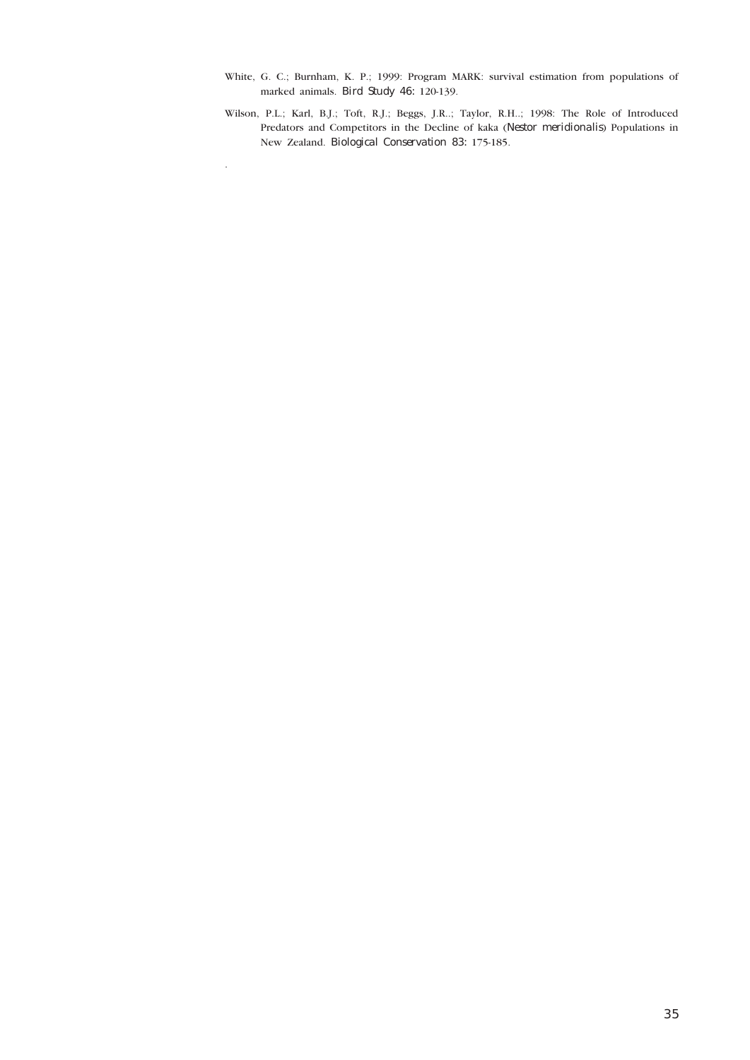White, G. C.; Burnham, K. P.; 1999: Program MARK: survival estimation from populations of marked animals. *Bird Study 46:* 120-139.

Wilson, P.L.; Karl, B.J.; Toft, R.J.; Beggs, J.R..; Taylor, R.H..; 1998: The Role of Introduced Predators and Competitors in the Decline of kaka (*Nestor meridionalis*) Populations in New Zealand. *Biological Conservation 83:* 175-185.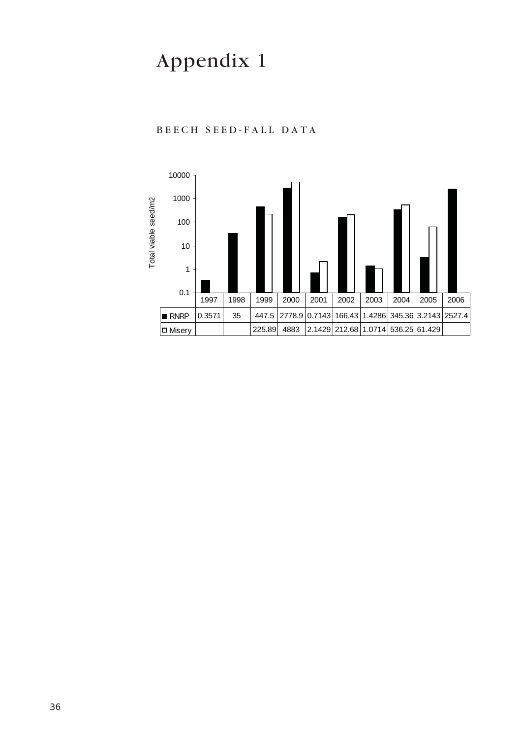# Appendix 1

## BEECH SEED-FALL DATA

Total viable seed/m2

| | 1997 | 1998 | 1999 | 2000 | 2001 | 2002 | 2003 | 2004 | 2005 | 2006 |
|---|---|---|---|---|---|---|---|---|---|---|
| ■ RNRP | 0.3571 | 35 | 447.5 | 2778.9 | 0.7143 | 166.43 | 1.4286 | 345.36 | 3.2143 | 2527.4 |
| □ Misery | | | 225.89 | 4883 | 2.1429 | 212.68 | 1.0714 | 536.25 | 61.429 | |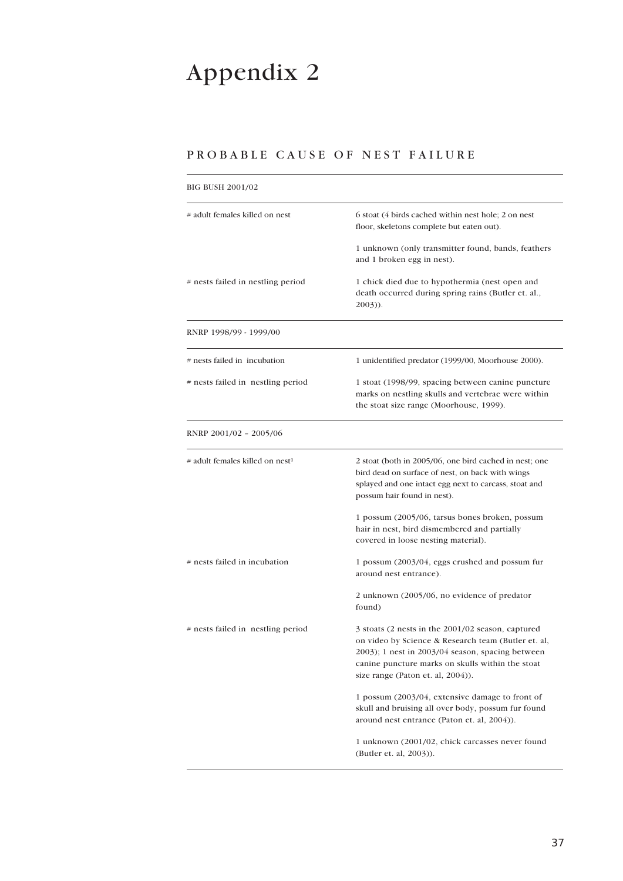# Appendix 2

## PROBABLE CAUSE OF NEST FAILURE

| BIG BUSH 2001/02 | |
|---|---|
| # adult females killed on nest | 6 stoat (4 birds cached within nest hole; 2 on nest floor, skeletons complete but eaten out). |
| | 1 unknown (only transmitter found, bands, feathers and 1 broken egg in nest). |
| # nests failed in nestling period | 1 chick died due to hypothermia (nest open and death occurred during spring rains (Butler et. al., 2003)). |
| **RNRP 1998/99 - 1999/00** | |
| # nests failed in incubation | 1 unidentified predator (1999/00, Moorhouse 2000). |
| # nests failed in nestling period | 1 stoat (1998/99, spacing between canine puncture marks on nestling skulls and vertebrae were within the stoat size range (Moorhouse, 1999). |
| **RNRP 2001/02 – 2005/06** | |
| # adult females killed on nest[1] | 2 stoat (both in 2005/06, one bird cached in nest; one bird dead on surface of nest, on back with wings splayed and one intact egg next to carcass, stoat and possum hair found in nest). |
| | 1 possum (2005/06, tarsus bones broken, possum hair in nest, bird dismembered and partially covered in loose nesting material). |
| # nests failed in incubation | 1 possum (2003/04, eggs crushed and possum fur around nest entrance). |
| | 2 unknown (2005/06, no evidence of predator found) |
| # nests failed in nestling period | 3 stoats (2 nests in the 2001/02 season, captured on video by Science & Research team (Butler et. al, 2003); 1 nest in 2003/04 season, spacing between canine puncture marks on skulls within the stoat size range (Paton et. al, 2004)). |
| | 1 possum (2003/04, extensive damage to front of skull and bruising all over body, possum fur found around nest entrance (Paton et. al, 2004)). |
| | 1 unknown (2001/02, chick carcasses never found (Butler et. al, 2003)). |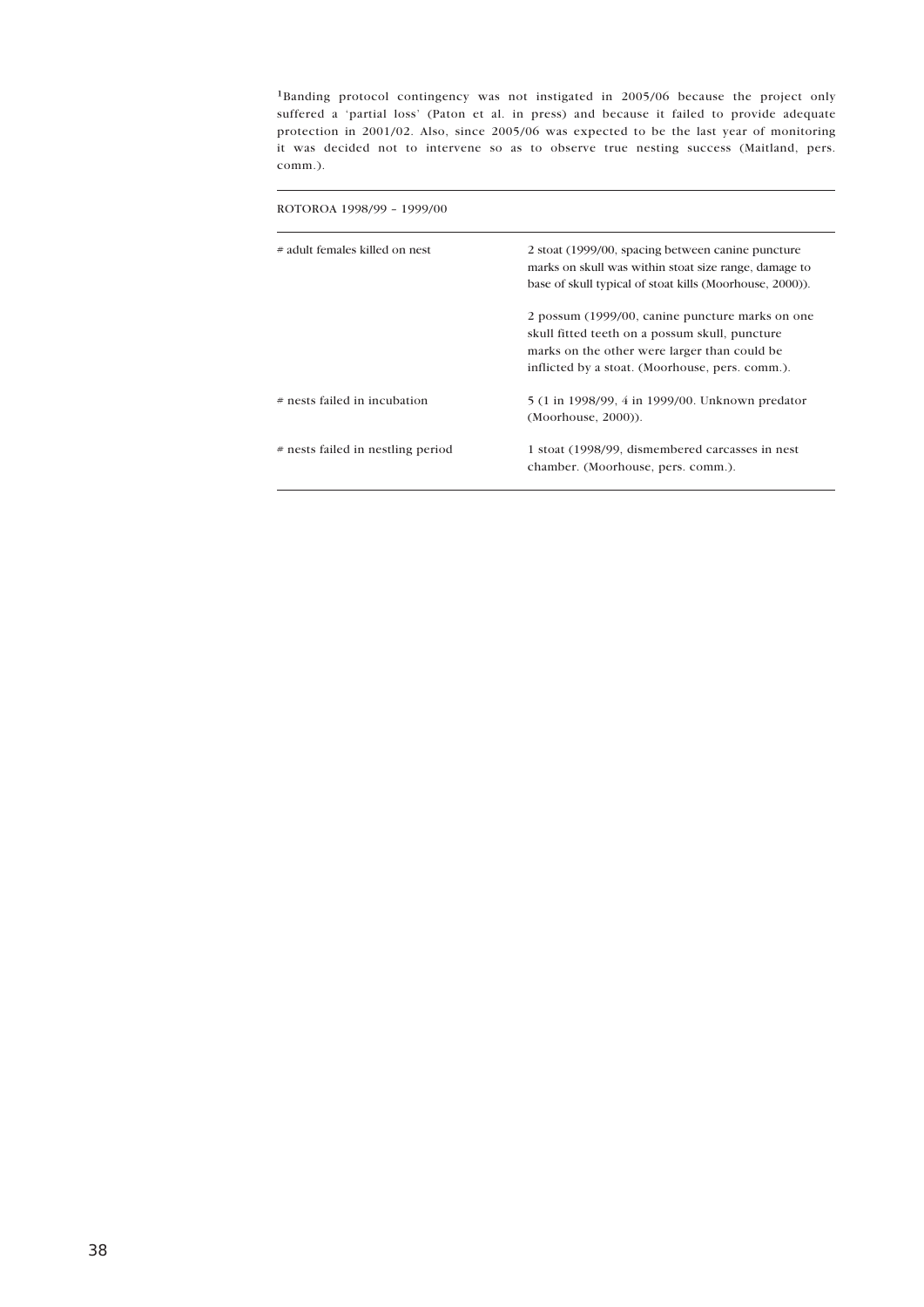[1]Banding protocol contingency was not instigated in 2005/06 because the project only suffered a 'partial loss' (Paton et al. in press) and because it failed to provide adequate protection in 2001/02. Also, since 2005/06 was expected to be the last year of monitoring it was decided not to intervene so as to observe true nesting success (Maitland, pers. comm.).

| ROTOROA 1998/99 – 1999/00 | |
|---|---|
| # adult females killed on nest | 2 stoat (1999/00, spacing between canine puncture marks on skull was within stoat size range, damage to base of skull typical of stoat kills (Moorhouse, 2000)). |
| | 2 possum (1999/00, canine puncture marks on one skull fitted teeth on a possum skull, puncture marks on the other were larger than could be inflicted by a stoat. (Moorhouse, pers. comm.). |
| # nests failed in incubation | 5 (1 in 1998/99, 4 in 1999/00. Unknown predator (Moorhouse, 2000)). |
| # nests failed in nestling period | 1 stoat (1998/99, dismembered carcasses in nest chamber. (Moorhouse, pers. comm.). |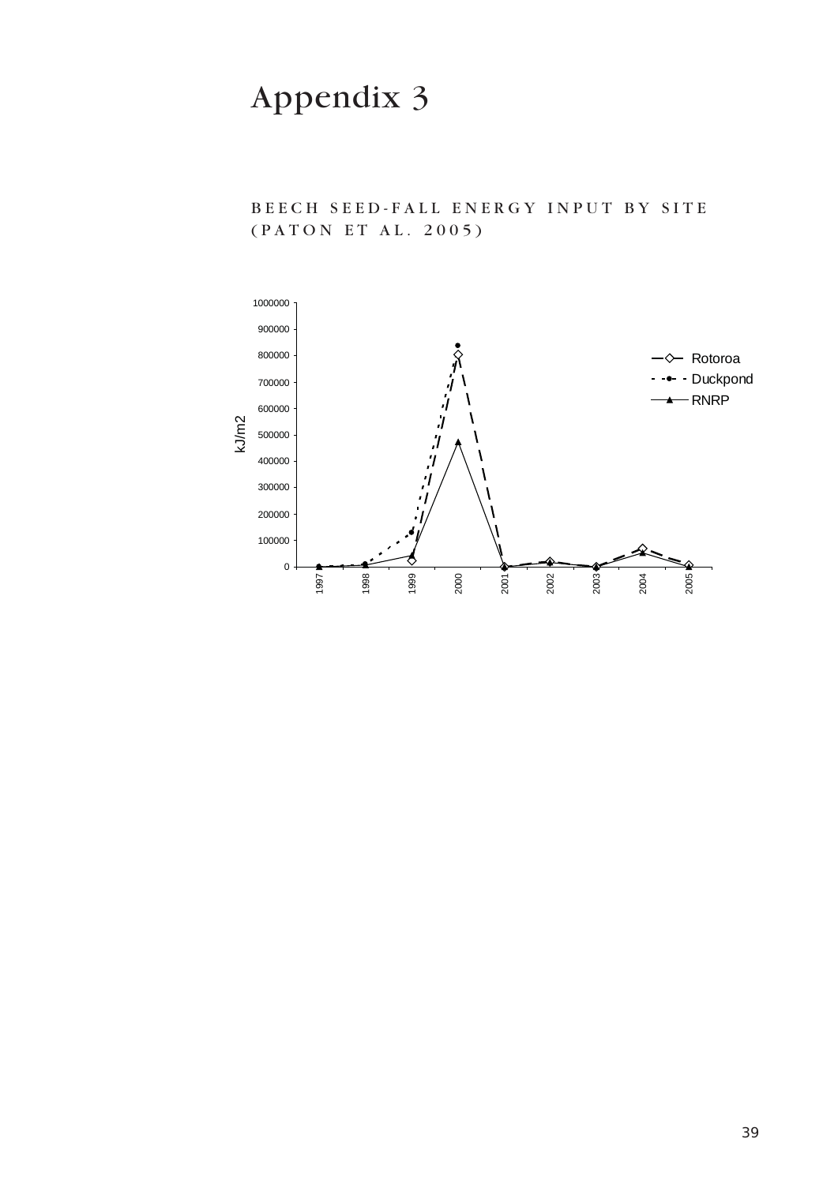# Appendix 3

## BEECH SEED-FALL ENERGY INPUT BY SITE (PATON ET AL. 2005)

kJ/m2

1000000
900000
800000
700000
600000
500000
400000
300000
200000
100000
0

1997
1998
1999
2000
2001
2002
2003
2004
2005

Rotoroa
Duckpond
RNRP